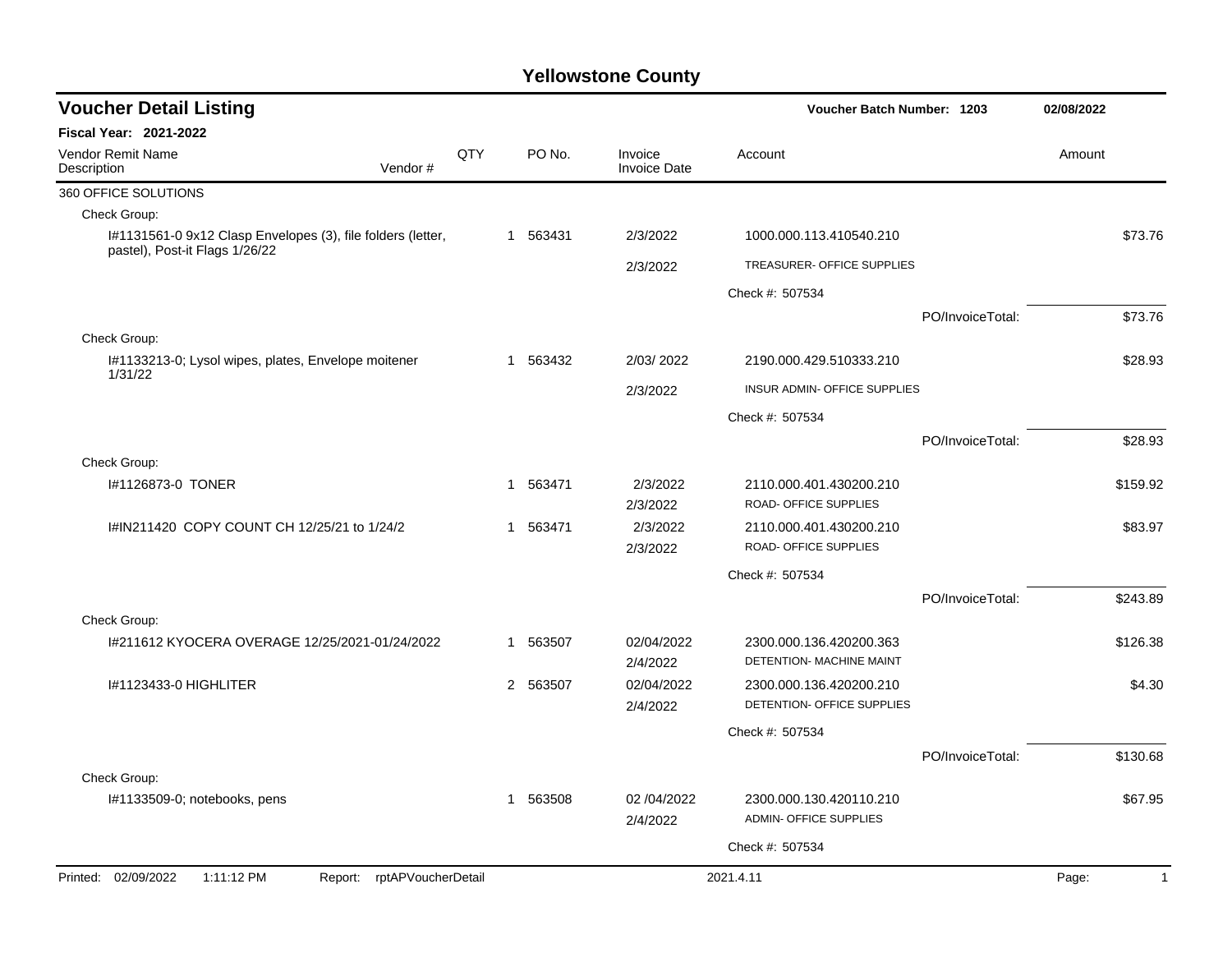# Yellowstone County

## Voucher Detail Listing

**Voucher Batch Number: 1203** — 02/08/2022

**Fiscal Year: 2021-2022**

| Vendor Remit Name / Description | Vendor # | QTY | PO No. | Invoice / Invoice Date | Account | Amount |
|---|---|---|---|---|---|---|
| 360 OFFICE SOLUTIONS | | | | | | |
| Check Group: | | | | | | |
| I#1131561-0 9x12 Clasp Envelopes (3), file folders (letter, pastel), Post-it Flags 1/26/22 | | 1 | 563431 | 2/3/2022<br>2/3/2022 | 1000.000.113.410540.210<br>TREASURER- OFFICE SUPPLIES | $73.76 |
| | | | | | Check #: 507534 | |
| | | | | | PO/InvoiceTotal: | $73.76 |
| Check Group: | | | | | | |
| I#1133213-0; Lysol wipes, plates, Envelope moitener 1/31/22 | | 1 | 563432 | 2/03/ 2022<br>2/3/2022 | 2190.000.429.510333.210<br>INSUR ADMIN- OFFICE SUPPLIES | $28.93 |
| | | | | | Check #: 507534 | |
| | | | | | PO/InvoiceTotal: | $28.93 |
| Check Group: | | | | | | |
| I#1126873-0 TONER | | 1 | 563471 | 2/3/2022<br>2/3/2022 | 2110.000.401.430200.210<br>ROAD- OFFICE SUPPLIES | $159.92 |
| I#IN211420 COPY COUNT CH 12/25/21 to 1/24/2 | | 1 | 563471 | 2/3/2022<br>2/3/2022 | 2110.000.401.430200.210<br>ROAD- OFFICE SUPPLIES | $83.97 |
| | | | | | Check #: 507534 | |
| | | | | | PO/InvoiceTotal: | $243.89 |
| Check Group: | | | | | | |
| I#211612 KYOCERA OVERAGE 12/25/2021-01/24/2022 | | 1 | 563507 | 02/04/2022<br>2/4/2022 | 2300.000.136.420200.363<br>DETENTION- MACHINE MAINT | $126.38 |
| I#1123433-0 HIGHLITER | | 2 | 563507 | 02/04/2022<br>2/4/2022 | 2300.000.136.420200.210<br>DETENTION- OFFICE SUPPLIES | $4.30 |
| | | | | | Check #: 507534 | |
| | | | | | PO/InvoiceTotal: | $130.68 |
| Check Group: | | | | | | |
| I#1133509-0; notebooks, pens | | 1 | 563508 | 02 /04/2022<br>2/4/2022 | 2300.000.130.420110.210<br>ADMIN- OFFICE SUPPLIES | $67.95 |
| | | | | | Check #: 507534 | |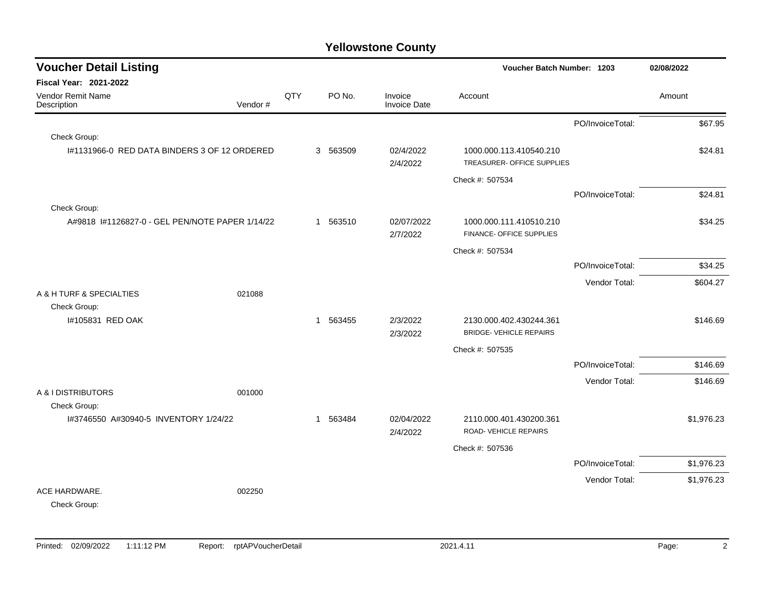# Yellowstone County

## Voucher Detail Listing

**Voucher Batch Number: 1203** — 02/08/2022

**Fiscal Year: 2021-2022**

| Vendor Remit Name / Description | Vendor # | QTY | PO No. | Invoice / Invoice Date | Account | | Amount |
|---|---|---|---|---|---|---|---|
| | | | | | | PO/InvoiceTotal: | $67.95 |
| Check Group: | | | | | | | |
| I#1131966-0 RED DATA BINDERS 3 OF 12 ORDERED | | 3 | 563509 | 02/4/2022<br>2/4/2022 | 1000.000.113.410540.210<br>TREASURER- OFFICE SUPPLIES | | $24.81 |
| | | | | | Check #: 507534 | | |
| | | | | | | PO/InvoiceTotal: | $24.81 |
| Check Group: | | | | | | | |
| A#9818 I#1126827-0 - GEL PEN/NOTE PAPER 1/14/22 | | 1 | 563510 | 02/07/2022<br>2/7/2022 | 1000.000.111.410510.210<br>FINANCE- OFFICE SUPPLIES | | $34.25 |
| | | | | | Check #: 507534 | | |
| | | | | | | PO/InvoiceTotal: | $34.25 |
| | | | | | | Vendor Total: | $604.27 |
| A & H TURF & SPECIALTIES | 021088 | | | | | | |
| Check Group: | | | | | | | |
| I#105831 RED OAK | | 1 | 563455 | 2/3/2022<br>2/3/2022 | 2130.000.402.430244.361<br>BRIDGE- VEHICLE REPAIRS | | $146.69 |
| | | | | | Check #: 507535 | | |
| | | | | | | PO/InvoiceTotal: | $146.69 |
| | | | | | | Vendor Total: | $146.69 |
| A & I DISTRIBUTORS | 001000 | | | | | | |
| Check Group: | | | | | | | |
| I#3746550 A#30940-5 INVENTORY 1/24/22 | | 1 | 563484 | 02/04/2022<br>2/4/2022 | 2110.000.401.430200.361<br>ROAD- VEHICLE REPAIRS | | $1,976.23 |
| | | | | | Check #: 507536 | | |
| | | | | | | PO/InvoiceTotal: | $1,976.23 |
| | | | | | | Vendor Total: | $1,976.23 |
| ACE HARDWARE. | 002250 | | | | | | |
| Check Group: | | | | | | | |

Printed: 02/09/2022 1:11:12 PM Report: rptAPVoucherDetail 2021.4.11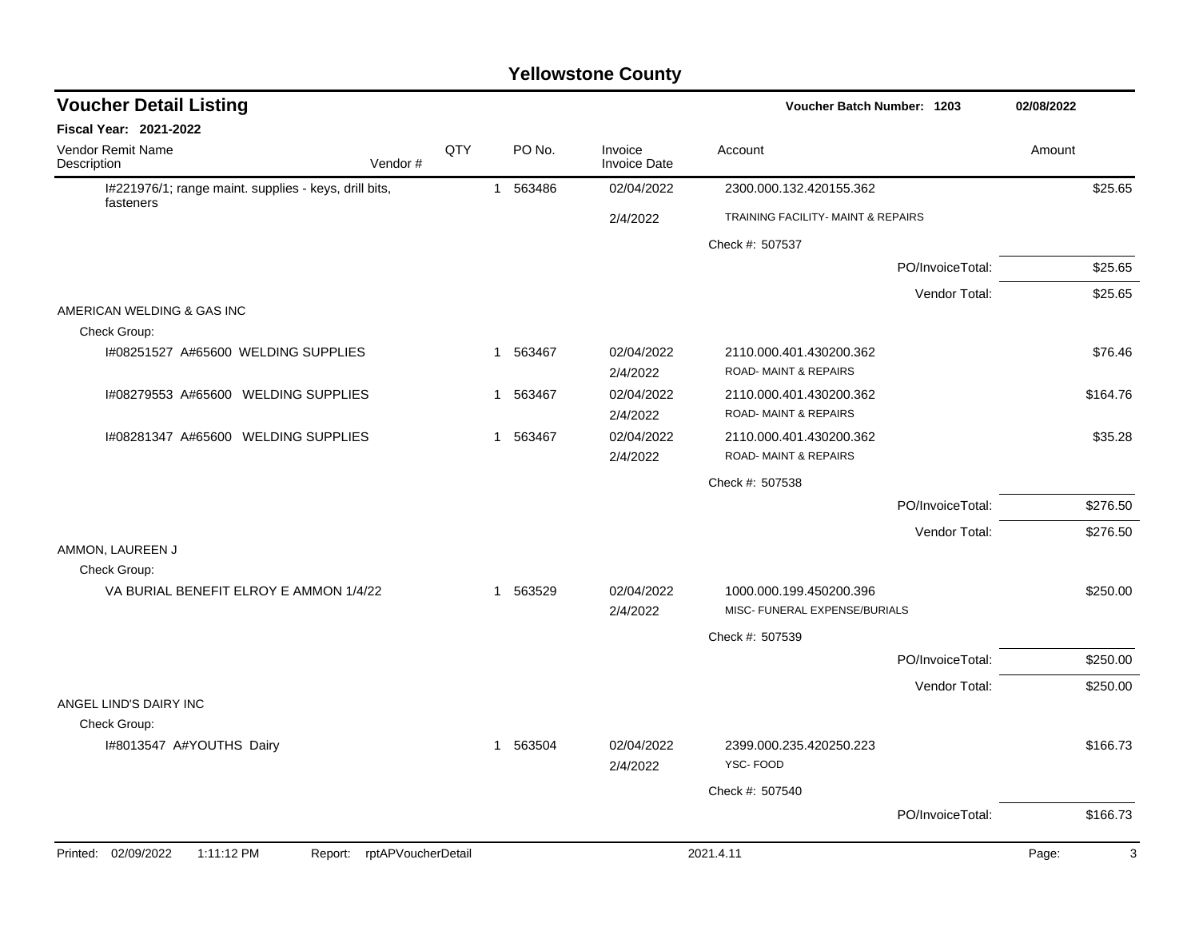# Yellowstone County

## Voucher Detail Listing

**Voucher Batch Number: 1203** — 02/08/2022

**Fiscal Year: 2021-2022**

| Vendor Remit Name / Description | Vendor # | QTY | PO No. | Invoice / Invoice Date | Account | Amount |
|---|---|---|---|---|---|---|
| I#221976/1; range maint. supplies - keys, drill bits, fasteners | | 1 | 563486 | 02/04/2022 / 2/4/2022 | 2300.000.132.420155.362 TRAINING FACILITY- MAINT & REPAIRS | $25.65 |
| | | | | | Check #: 507537 | |
| | | | | | PO/InvoiceTotal: | $25.65 |
| | | | | | Vendor Total: | $25.65 |
| **AMERICAN WELDING & GAS INC** | | | | | | |
| Check Group: | | | | | | |
| I#08251527 A#65600 WELDING SUPPLIES | | 1 | 563467 | 02/04/2022 / 2/4/2022 | 2110.000.401.430200.362 ROAD- MAINT & REPAIRS | $76.46 |
| I#08279553 A#65600 WELDING SUPPLIES | | 1 | 563467 | 02/04/2022 / 2/4/2022 | 2110.000.401.430200.362 ROAD- MAINT & REPAIRS | $164.76 |
| I#08281347 A#65600 WELDING SUPPLIES | | 1 | 563467 | 02/04/2022 / 2/4/2022 | 2110.000.401.430200.362 ROAD- MAINT & REPAIRS | $35.28 |
| | | | | | Check #: 507538 | |
| | | | | | PO/InvoiceTotal: | $276.50 |
| | | | | | Vendor Total: | $276.50 |
| **AMMON, LAUREEN J** | | | | | | |
| Check Group: | | | | | | |
| VA BURIAL BENEFIT ELROY E AMMON 1/4/22 | | 1 | 563529 | 02/04/2022 / 2/4/2022 | 1000.000.199.450200.396 MISC- FUNERAL EXPENSE/BURIALS | $250.00 |
| | | | | | Check #: 507539 | |
| | | | | | PO/InvoiceTotal: | $250.00 |
| | | | | | Vendor Total: | $250.00 |
| **ANGEL LIND'S DAIRY INC** | | | | | | |
| Check Group: | | | | | | |
| I#8013547 A#YOUTHS Dairy | | 1 | 563504 | 02/04/2022 / 2/4/2022 | 2399.000.235.420250.223 YSC- FOOD | $166.73 |
| | | | | | Check #: 507540 | |
| | | | | | PO/InvoiceTotal: | $166.73 |

Printed: 02/09/2022 1:11:12 PM Report: rptAPVoucherDetail 2021.4.11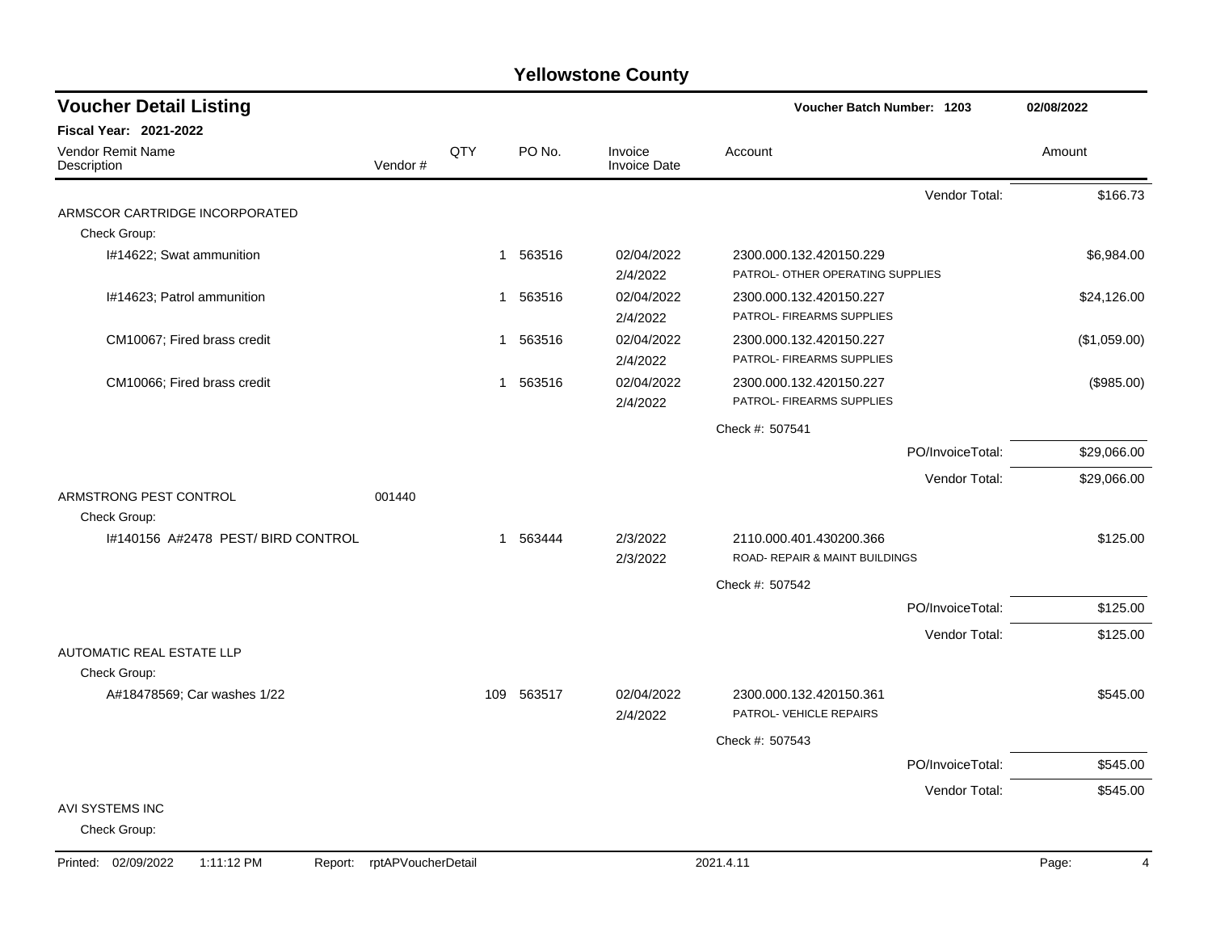# Yellowstone County

## Voucher Detail Listing

**Voucher Batch Number: 1203** — 02/08/2022

**Fiscal Year: 2021-2022**

| Vendor Remit Name / Description | Vendor # | QTY | PO No. | Invoice / Invoice Date | Account | Amount |
|---|---|---|---|---|---|---|
| | | | | | Vendor Total: | $166.73 |
| ARMSCOR CARTRIDGE INCORPORATED | | | | | | |
| Check Group: | | | | | | |
| I#14622; Swat ammunition | | 1 | 563516 | 02/04/2022 2/4/2022 | 2300.000.132.420150.229 PATROL- OTHER OPERATING SUPPLIES | $6,984.00 |
| I#14623; Patrol ammunition | | 1 | 563516 | 02/04/2022 2/4/2022 | 2300.000.132.420150.227 PATROL- FIREARMS SUPPLIES | $24,126.00 |
| CM10067; Fired brass credit | | 1 | 563516 | 02/04/2022 2/4/2022 | 2300.000.132.420150.227 PATROL- FIREARMS SUPPLIES | ($1,059.00) |
| CM10066; Fired brass credit | | 1 | 563516 | 02/04/2022 2/4/2022 | 2300.000.132.420150.227 PATROL- FIREARMS SUPPLIES | ($985.00) |
| | | | | | Check #: 507541 | |
| | | | | | PO/InvoiceTotal: | $29,066.00 |
| | | | | | Vendor Total: | $29,066.00 |
| ARMSTRONG PEST CONTROL | 001440 | | | | | |
| Check Group: | | | | | | |
| I#140156 A#2478 PEST/ BIRD CONTROL | | 1 | 563444 | 2/3/2022 2/3/2022 | 2110.000.401.430200.366 ROAD- REPAIR & MAINT BUILDINGS | $125.00 |
| | | | | | Check #: 507542 | |
| | | | | | PO/InvoiceTotal: | $125.00 |
| | | | | | Vendor Total: | $125.00 |
| AUTOMATIC REAL ESTATE LLP | | | | | | |
| Check Group: | | | | | | |
| A#18478569; Car washes 1/22 | | 109 | 563517 | 02/04/2022 2/4/2022 | 2300.000.132.420150.361 PATROL- VEHICLE REPAIRS | $545.00 |
| | | | | | Check #: 507543 | |
| | | | | | PO/InvoiceTotal: | $545.00 |
| | | | | | Vendor Total: | $545.00 |
| AVI SYSTEMS INC | | | | | | |
| Check Group: | | | | | | |

Printed: 02/09/2022 1:11:12 PM Report: rptAPVoucherDetail 2021.4.11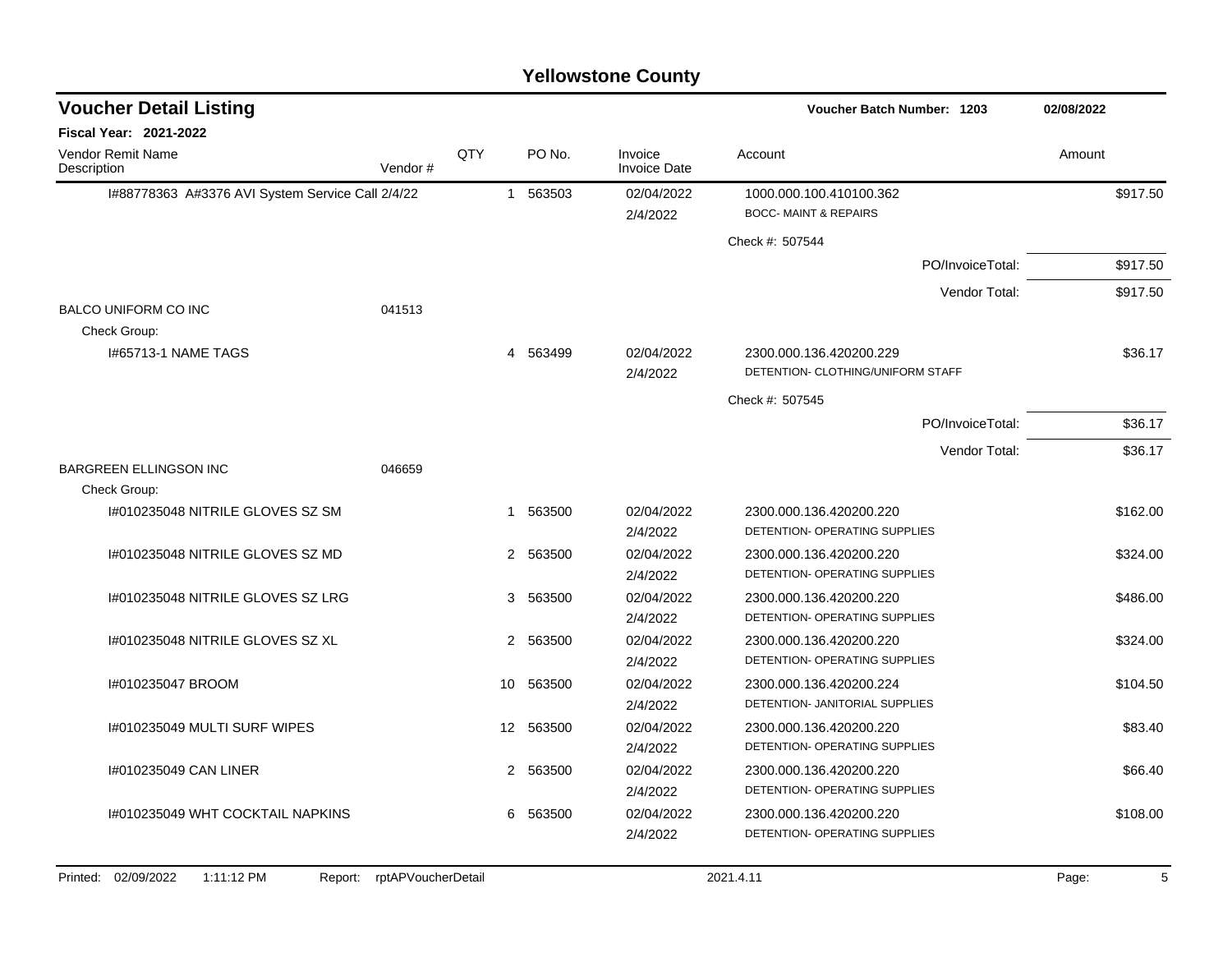# Yellowstone County

## Voucher Detail Listing

**Voucher Batch Number: 1203** — 02/08/2022

**Fiscal Year: 2021-2022**

| Vendor Remit Name / Description | Vendor # | QTY | PO No. | Invoice / Invoice Date | Account | Amount |
|---|---|---|---|---|---|---|
| I#88778363 A#3376 AVI System Service Call 2/4/22 | | 1 | 563503 | 02/04/2022 2/4/2022 | 1000.000.100.410100.362 BOCC- MAINT & REPAIRS | $917.50 |
| | | | | | Check #: 507544 | |
| | | | | | PO/InvoiceTotal: | $917.50 |
| | | | | | Vendor Total: | $917.50 |
| BALCO UNIFORM CO INC | 041513 | | | | | |
| Check Group: | | | | | | |
| I#65713-1 NAME TAGS | | 4 | 563499 | 02/04/2022 2/4/2022 | 2300.000.136.420200.229 DETENTION- CLOTHING/UNIFORM STAFF | $36.17 |
| | | | | | Check #: 507545 | |
| | | | | | PO/InvoiceTotal: | $36.17 |
| | | | | | Vendor Total: | $36.17 |
| BARGREEN ELLINGSON INC | 046659 | | | | | |
| Check Group: | | | | | | |
| I#010235048 NITRILE GLOVES SZ SM | | 1 | 563500 | 02/04/2022 2/4/2022 | 2300.000.136.420200.220 DETENTION- OPERATING SUPPLIES | $162.00 |
| I#010235048 NITRILE GLOVES SZ MD | | 2 | 563500 | 02/04/2022 2/4/2022 | 2300.000.136.420200.220 DETENTION- OPERATING SUPPLIES | $324.00 |
| I#010235048 NITRILE GLOVES SZ LRG | | 3 | 563500 | 02/04/2022 2/4/2022 | 2300.000.136.420200.220 DETENTION- OPERATING SUPPLIES | $486.00 |
| I#010235048 NITRILE GLOVES SZ XL | | 2 | 563500 | 02/04/2022 2/4/2022 | 2300.000.136.420200.220 DETENTION- OPERATING SUPPLIES | $324.00 |
| I#010235047 BROOM | | 10 | 563500 | 02/04/2022 2/4/2022 | 2300.000.136.420200.224 DETENTION- JANITORIAL SUPPLIES | $104.50 |
| I#010235049 MULTI SURF WIPES | | 12 | 563500 | 02/04/2022 2/4/2022 | 2300.000.136.420200.220 DETENTION- OPERATING SUPPLIES | $83.40 |
| I#010235049 CAN LINER | | 2 | 563500 | 02/04/2022 2/4/2022 | 2300.000.136.420200.220 DETENTION- OPERATING SUPPLIES | $66.40 |
| I#010235049 WHT COCKTAIL NAPKINS | | 6 | 563500 | 02/04/2022 2/4/2022 | 2300.000.136.420200.220 DETENTION- OPERATING SUPPLIES | $108.00 |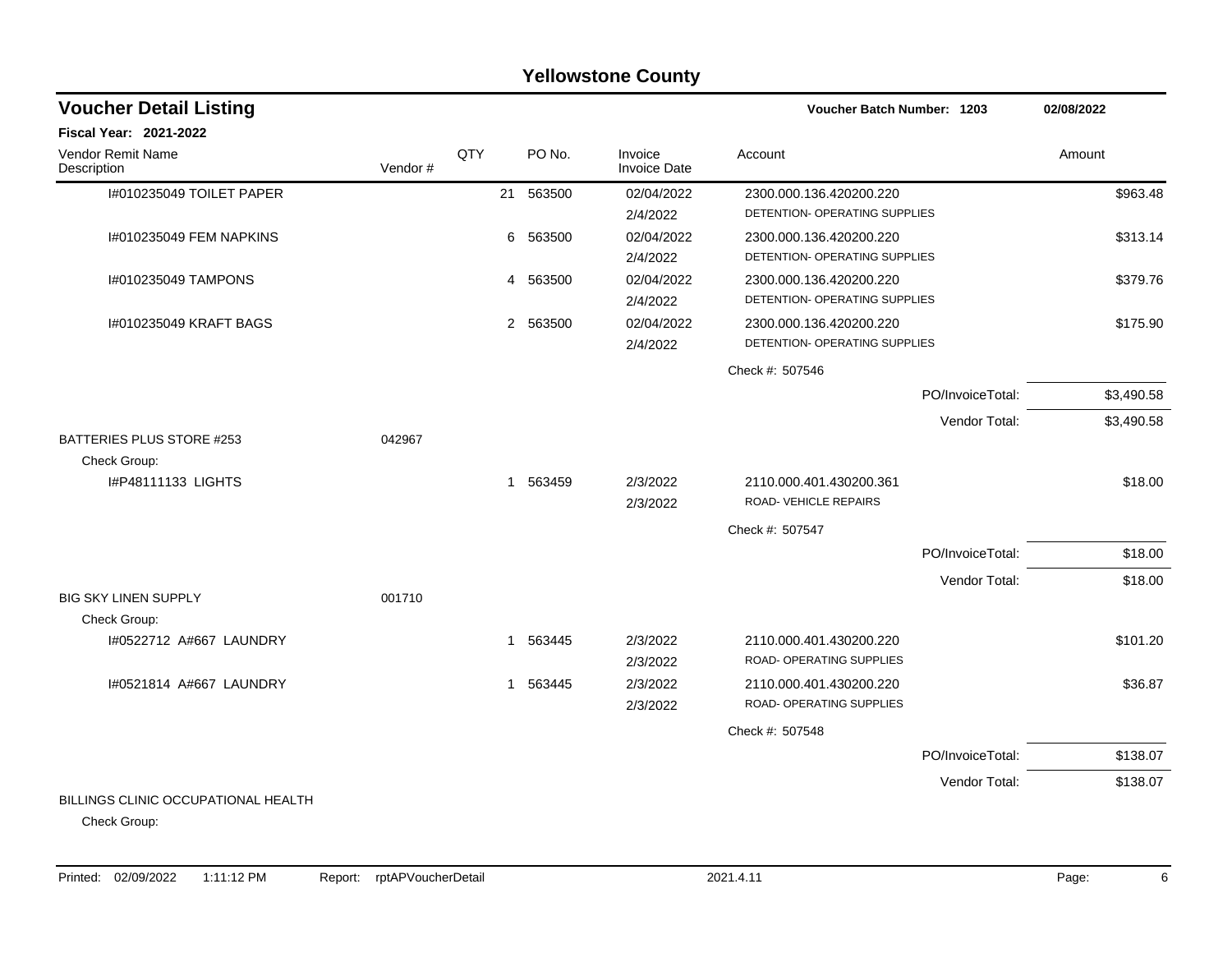# Yellowstone County

## Voucher Detail Listing

**Voucher Batch Number: 1203** — 02/08/2022

**Fiscal Year: 2021-2022**

| Vendor Remit Name / Description | Vendor # | QTY | PO No. | Invoice / Invoice Date | Account | Amount |
|---|---|---|---|---|---|---|
| I#010235049 TOILET PAPER | | 21 | 563500 | 02/04/2022<br>2/4/2022 | 2300.000.136.420200.220<br>DETENTION- OPERATING SUPPLIES | $963.48 |
| I#010235049 FEM NAPKINS | | 6 | 563500 | 02/04/2022<br>2/4/2022 | 2300.000.136.420200.220<br>DETENTION- OPERATING SUPPLIES | $313.14 |
| I#010235049 TAMPONS | | 4 | 563500 | 02/04/2022<br>2/4/2022 | 2300.000.136.420200.220<br>DETENTION- OPERATING SUPPLIES | $379.76 |
| I#010235049 KRAFT BAGS | | 2 | 563500 | 02/04/2022<br>2/4/2022 | 2300.000.136.420200.220<br>DETENTION- OPERATING SUPPLIES | $175.90 |
| | | | | | Check #: 507546 | |
| | | | | | PO/InvoiceTotal: | $3,490.58 |
| | | | | | Vendor Total: | $3,490.58 |
| BATTERIES PLUS STORE #253 | 042967 | | | | | |
| Check Group: | | | | | | |
| I#P48111133 LIGHTS | | 1 | 563459 | 2/3/2022<br>2/3/2022 | 2110.000.401.430200.361<br>ROAD- VEHICLE REPAIRS | $18.00 |
| | | | | | Check #: 507547 | |
| | | | | | PO/InvoiceTotal: | $18.00 |
| | | | | | Vendor Total: | $18.00 |
| BIG SKY LINEN SUPPLY | 001710 | | | | | |
| Check Group: | | | | | | |
| I#0522712 A#667 LAUNDRY | | 1 | 563445 | 2/3/2022<br>2/3/2022 | 2110.000.401.430200.220<br>ROAD- OPERATING SUPPLIES | $101.20 |
| I#0521814 A#667 LAUNDRY | | 1 | 563445 | 2/3/2022<br>2/3/2022 | 2110.000.401.430200.220<br>ROAD- OPERATING SUPPLIES | $36.87 |
| | | | | | Check #: 507548 | |
| | | | | | PO/InvoiceTotal: | $138.07 |
| | | | | | Vendor Total: | $138.07 |
| BILLINGS CLINIC OCCUPATIONAL HEALTH | | | | | | |
| Check Group: | | | | | | |

Printed: 02/09/2022 1:11:12 PM Report: rptAPVoucherDetail 2021.4.11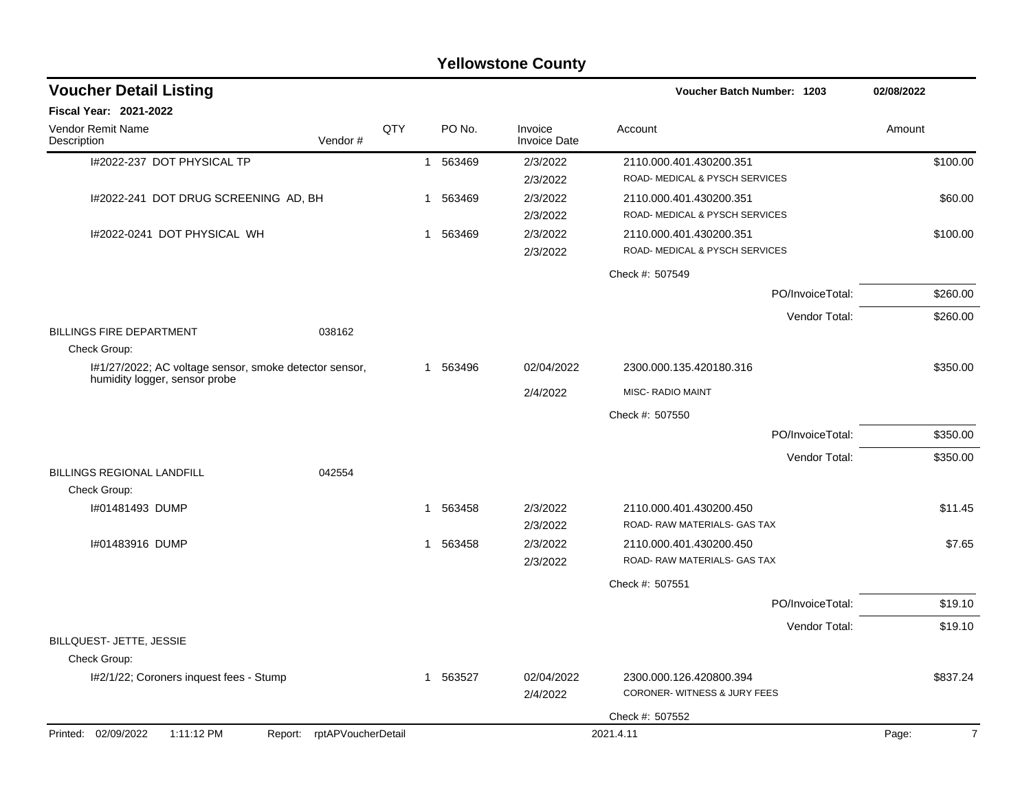## Yellowstone County

### Voucher Detail Listing

**Voucher Batch Number: 1203** — 02/08/2022

**Fiscal Year: 2021-2022**

| Vendor Remit Name / Description | Vendor # | QTY | PO No. | Invoice / Invoice Date | Account | Amount |
|---|---|---|---|---|---|---|
| I#2022-237 DOT PHYSICAL TP | | 1 | 563469 | 2/3/2022 | 2110.000.401.430200.351 | $100.00 |
| | | | | 2/3/2022 | ROAD- MEDICAL & PYSCH SERVICES | |
| I#2022-241 DOT DRUG SCREENING AD, BH | | 1 | 563469 | 2/3/2022 | 2110.000.401.430200.351 | $60.00 |
| | | | | 2/3/2022 | ROAD- MEDICAL & PYSCH SERVICES | |
| I#2022-0241 DOT PHYSICAL WH | | 1 | 563469 | 2/3/2022 | 2110.000.401.430200.351 | $100.00 |
| | | | | 2/3/2022 | ROAD- MEDICAL & PYSCH SERVICES | |
| | | | | | Check #: 507549 | |
| | | | | | PO/InvoiceTotal: | $260.00 |
| | | | | | Vendor Total: | $260.00 |
| BILLINGS FIRE DEPARTMENT | 038162 | | | | | |
| Check Group: | | | | | | |
| I#1/27/2022; AC voltage sensor, smoke detector sensor, humidity logger, sensor probe | | 1 | 563496 | 02/04/2022 | 2300.000.135.420180.316 | $350.00 |
| | | | | 2/4/2022 | MISC- RADIO MAINT | |
| | | | | | Check #: 507550 | |
| | | | | | PO/InvoiceTotal: | $350.00 |
| | | | | | Vendor Total: | $350.00 |
| BILLINGS REGIONAL LANDFILL | 042554 | | | | | |
| Check Group: | | | | | | |
| I#01481493 DUMP | | 1 | 563458 | 2/3/2022 | 2110.000.401.430200.450 | $11.45 |
| | | | | 2/3/2022 | ROAD- RAW MATERIALS- GAS TAX | |
| I#01483916 DUMP | | 1 | 563458 | 2/3/2022 | 2110.000.401.430200.450 | $7.65 |
| | | | | 2/3/2022 | ROAD- RAW MATERIALS- GAS TAX | |
| | | | | | Check #: 507551 | |
| | | | | | PO/InvoiceTotal: | $19.10 |
| | | | | | Vendor Total: | $19.10 |
| BILLQUEST- JETTE, JESSIE | | | | | | |
| Check Group: | | | | | | |
| I#2/1/22; Coroners inquest fees - Stump | | 1 | 563527 | 02/04/2022 | 2300.000.126.420800.394 | $837.24 |
| | | | | 2/4/2022 | CORONER- WITNESS & JURY FEES | |
| | | | | | Check #: 507552 | |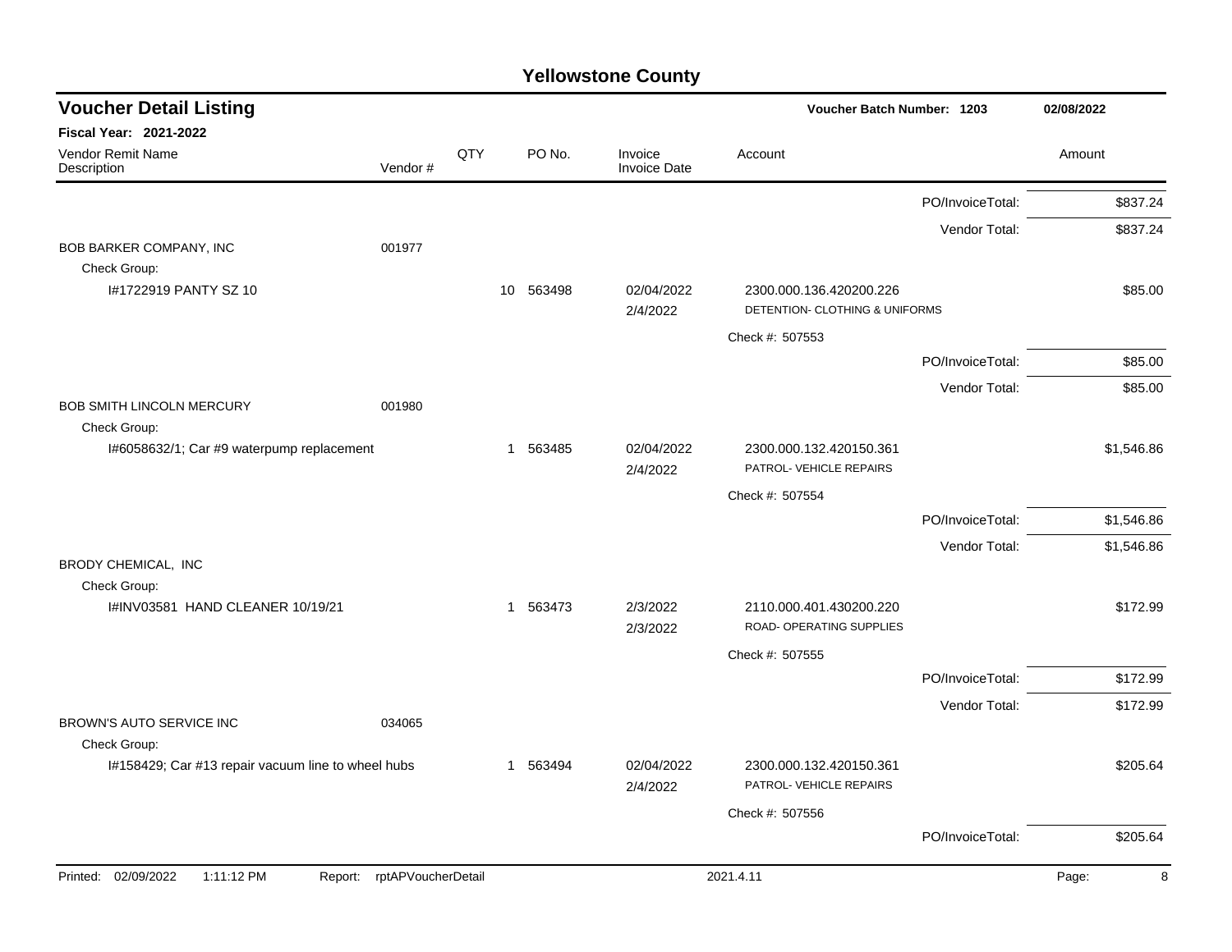# Yellowstone County

## Voucher Detail Listing

**Voucher Batch Number: 1203** — 02/08/2022

**Fiscal Year: 2021-2022**

| Vendor Remit Name / Description | Vendor # | QTY | PO No. | Invoice / Invoice Date | Account | Amount |
|---|---|---|---|---|---|---|
| | | | | | PO/InvoiceTotal: | $837.24 |
| | | | | | Vendor Total: | $837.24 |
| BOB BARKER COMPANY, INC | 001977 | | | | | |
| Check Group: | | | | | | |
| I#1722919 PANTY SZ 10 | | 10 | 563498 | 02/04/2022<br>2/4/2022 | 2300.000.136.420200.226<br>DETENTION- CLOTHING & UNIFORMS | $85.00 |
| | | | | | Check #: 507553 | |
| | | | | | PO/InvoiceTotal: | $85.00 |
| | | | | | Vendor Total: | $85.00 |
| BOB SMITH LINCOLN MERCURY | 001980 | | | | | |
| Check Group: | | | | | | |
| I#6058632/1; Car #9 waterpump replacement | | 1 | 563485 | 02/04/2022<br>2/4/2022 | 2300.000.132.420150.361<br>PATROL- VEHICLE REPAIRS | $1,546.86 |
| | | | | | Check #: 507554 | |
| | | | | | PO/InvoiceTotal: | $1,546.86 |
| | | | | | Vendor Total: | $1,546.86 |
| BRODY CHEMICAL, INC | | | | | | |
| Check Group: | | | | | | |
| I#INV03581 HAND CLEANER 10/19/21 | | 1 | 563473 | 2/3/2022<br>2/3/2022 | 2110.000.401.430200.220<br>ROAD- OPERATING SUPPLIES | $172.99 |
| | | | | | Check #: 507555 | |
| | | | | | PO/InvoiceTotal: | $172.99 |
| | | | | | Vendor Total: | $172.99 |
| BROWN'S AUTO SERVICE INC | 034065 | | | | | |
| Check Group: | | | | | | |
| I#158429; Car #13 repair vacuum line to wheel hubs | | 1 | 563494 | 02/04/2022<br>2/4/2022 | 2300.000.132.420150.361<br>PATROL- VEHICLE REPAIRS | $205.64 |
| | | | | | Check #: 507556 | |
| | | | | | PO/InvoiceTotal: | $205.64 |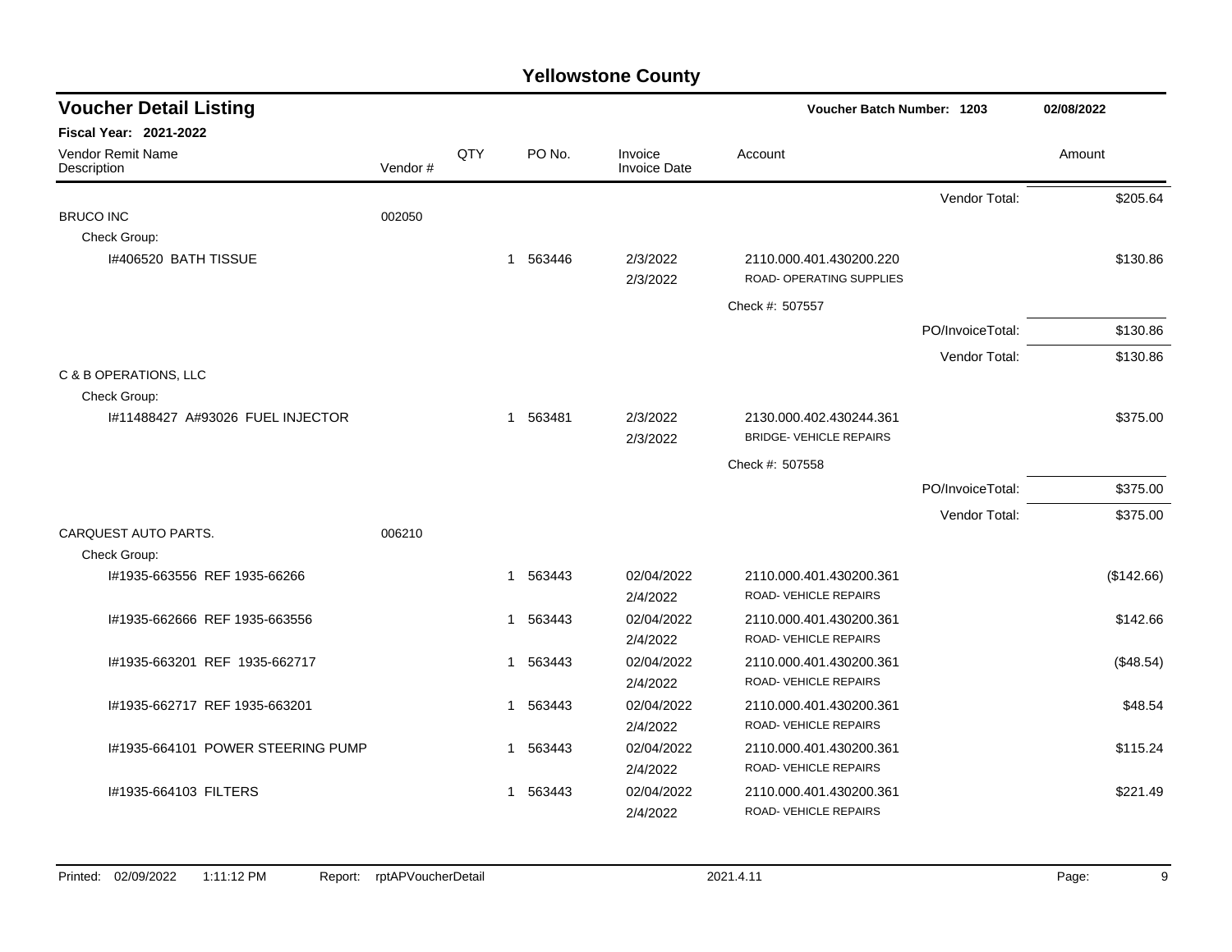## Yellowstone County

### Voucher Detail Listing

Voucher Batch Number: 1203 — 02/08/2022

**Fiscal Year: 2021-2022**

| Vendor Remit Name / Description | Vendor # | QTY | PO No. | Invoice / Invoice Date | Account | | Amount |
|---|---|---|---|---|---|---|---|
| | | | | | | Vendor Total: | $205.64 |
| BRUCO INC | 002050 | | | | | | |
| Check Group: | | | | | | | |
| I#406520 BATH TISSUE | | 1 | 563446 | 2/3/2022<br>2/3/2022 | 2110.000.401.430200.220<br>ROAD- OPERATING SUPPLIES | | $130.86 |
| | | | | | Check #: 507557 | | |
| | | | | | | PO/InvoiceTotal: | $130.86 |
| | | | | | | Vendor Total: | $130.86 |
| C & B OPERATIONS, LLC | | | | | | | |
| Check Group: | | | | | | | |
| I#11488427 A#93026 FUEL INJECTOR | | 1 | 563481 | 2/3/2022<br>2/3/2022 | 2130.000.402.430244.361<br>BRIDGE- VEHICLE REPAIRS | | $375.00 |
| | | | | | Check #: 507558 | | |
| | | | | | | PO/InvoiceTotal: | $375.00 |
| | | | | | | Vendor Total: | $375.00 |
| CARQUEST AUTO PARTS. | 006210 | | | | | | |
| Check Group: | | | | | | | |
| I#1935-663556 REF 1935-66266 | | 1 | 563443 | 02/04/2022<br>2/4/2022 | 2110.000.401.430200.361<br>ROAD- VEHICLE REPAIRS | | ($142.66) |
| I#1935-662666 REF 1935-663556 | | 1 | 563443 | 02/04/2022<br>2/4/2022 | 2110.000.401.430200.361<br>ROAD- VEHICLE REPAIRS | | $142.66 |
| I#1935-663201 REF 1935-662717 | | 1 | 563443 | 02/04/2022<br>2/4/2022 | 2110.000.401.430200.361<br>ROAD- VEHICLE REPAIRS | | ($48.54) |
| I#1935-662717 REF 1935-663201 | | 1 | 563443 | 02/04/2022<br>2/4/2022 | 2110.000.401.430200.361<br>ROAD- VEHICLE REPAIRS | | $48.54 |
| I#1935-664101 POWER STEERING PUMP | | 1 | 563443 | 02/04/2022<br>2/4/2022 | 2110.000.401.430200.361<br>ROAD- VEHICLE REPAIRS | | $115.24 |
| I#1935-664103 FILTERS | | 1 | 563443 | 02/04/2022<br>2/4/2022 | 2110.000.401.430200.361<br>ROAD- VEHICLE REPAIRS | | $221.49 |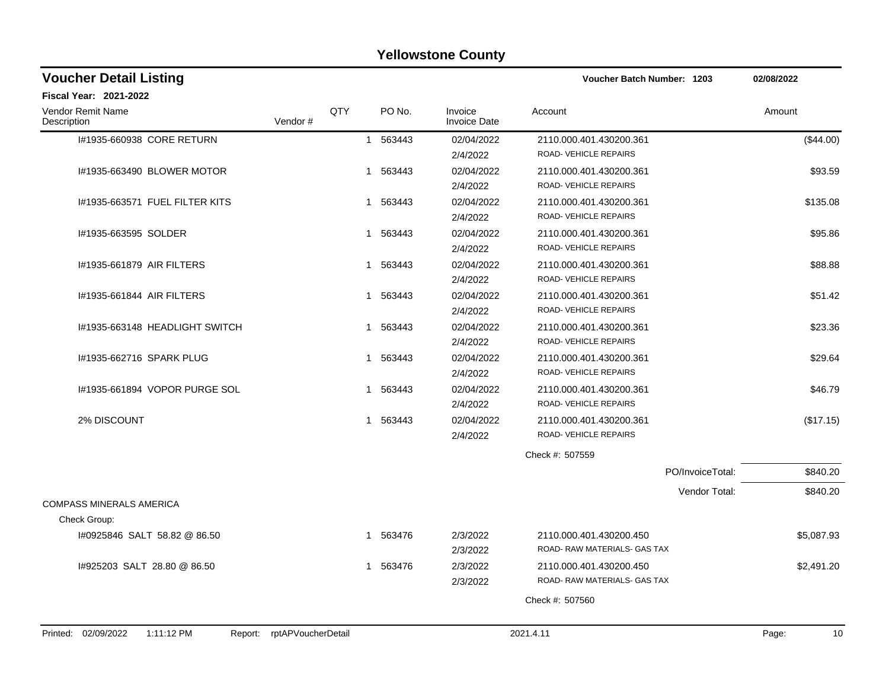# Yellowstone County

## Voucher Detail Listing

**Voucher Batch Number: 1203** — 02/08/2022

**Fiscal Year: 2021-2022**

| Vendor Remit Name / Description | Vendor # | QTY | PO No. | Invoice / Invoice Date | Account | Amount |
|---|---|---|---|---|---|---|
| I#1935-660938 CORE RETURN | | 1 | 563443 | 02/04/2022 2/4/2022 | 2110.000.401.430200.361 ROAD- VEHICLE REPAIRS | ($44.00) |
| I#1935-663490 BLOWER MOTOR | | 1 | 563443 | 02/04/2022 2/4/2022 | 2110.000.401.430200.361 ROAD- VEHICLE REPAIRS | $93.59 |
| I#1935-663571 FUEL FILTER KITS | | 1 | 563443 | 02/04/2022 2/4/2022 | 2110.000.401.430200.361 ROAD- VEHICLE REPAIRS | $135.08 |
| I#1935-663595 SOLDER | | 1 | 563443 | 02/04/2022 2/4/2022 | 2110.000.401.430200.361 ROAD- VEHICLE REPAIRS | $95.86 |
| I#1935-661879 AIR FILTERS | | 1 | 563443 | 02/04/2022 2/4/2022 | 2110.000.401.430200.361 ROAD- VEHICLE REPAIRS | $88.88 |
| I#1935-661844 AIR FILTERS | | 1 | 563443 | 02/04/2022 2/4/2022 | 2110.000.401.430200.361 ROAD- VEHICLE REPAIRS | $51.42 |
| I#1935-663148 HEADLIGHT SWITCH | | 1 | 563443 | 02/04/2022 2/4/2022 | 2110.000.401.430200.361 ROAD- VEHICLE REPAIRS | $23.36 |
| I#1935-662716 SPARK PLUG | | 1 | 563443 | 02/04/2022 2/4/2022 | 2110.000.401.430200.361 ROAD- VEHICLE REPAIRS | $29.64 |
| I#1935-661894 VOPOR PURGE SOL | | 1 | 563443 | 02/04/2022 2/4/2022 | 2110.000.401.430200.361 ROAD- VEHICLE REPAIRS | $46.79 |
| 2% DISCOUNT | | 1 | 563443 | 02/04/2022 2/4/2022 | 2110.000.401.430200.361 ROAD- VEHICLE REPAIRS | ($17.15) |
| | | | | | Check #: 507559 | |
| | | | | | PO/InvoiceTotal: | $840.20 |
| | | | | | Vendor Total: | $840.20 |
| **COMPASS MINERALS AMERICA** | | | | | | |
| Check Group: | | | | | | |
| I#0925846 SALT 58.82 @ 86.50 | | 1 | 563476 | 2/3/2022 2/3/2022 | 2110.000.401.430200.450 ROAD- RAW MATERIALS- GAS TAX | $5,087.93 |
| I#925203 SALT 28.80 @ 86.50 | | 1 | 563476 | 2/3/2022 2/3/2022 | 2110.000.401.430200.450 ROAD- RAW MATERIALS- GAS TAX | $2,491.20 |
| | | | | | Check #: 507560 | |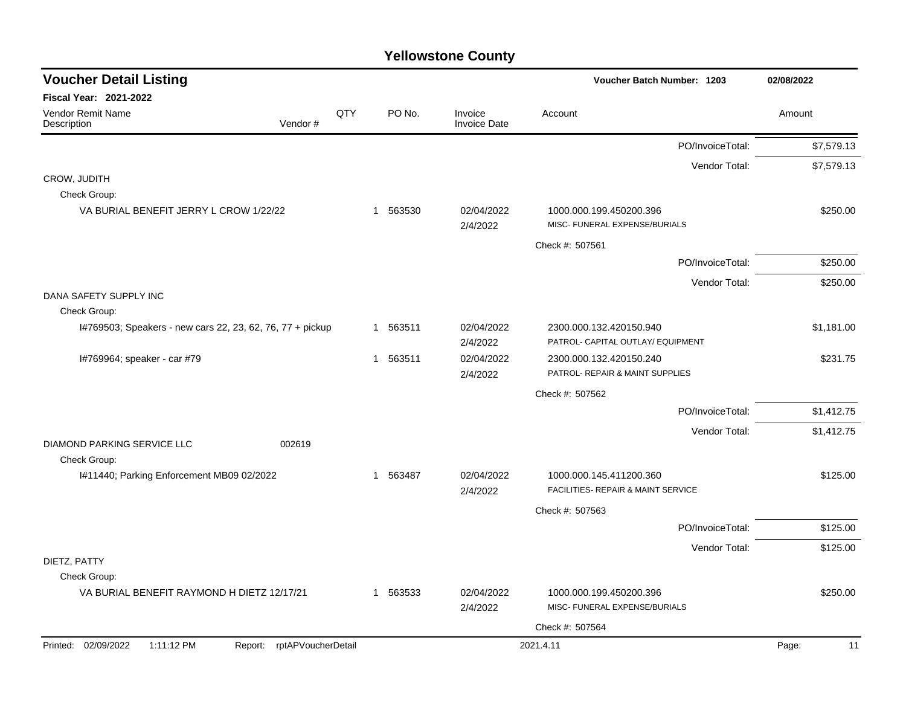# Yellowstone County

## Voucher Detail Listing

**Voucher Batch Number: 1203** — 02/08/2022

**Fiscal Year: 2021-2022**

| Vendor Remit Name / Description | Vendor # | QTY | PO No. | Invoice / Invoice Date | Account | Amount |
|---|---|---|---|---|---|---|
| | | | | | PO/InvoiceTotal: | $7,579.13 |
| | | | | | Vendor Total: | $7,579.13 |
| CROW, JUDITH | | | | | | |
| Check Group: | | | | | | |
| VA BURIAL BENEFIT JERRY L CROW 1/22/22 | | 1 | 563530 | 02/04/2022 2/4/2022 | 1000.000.199.450200.396 MISC- FUNERAL EXPENSE/BURIALS | $250.00 |
| | | | | | Check #: 507561 | |
| | | | | | PO/InvoiceTotal: | $250.00 |
| | | | | | Vendor Total: | $250.00 |
| DANA SAFETY SUPPLY INC | | | | | | |
| Check Group: | | | | | | |
| I#769503; Speakers - new cars 22, 23, 62, 76, 77 + pickup | | 1 | 563511 | 02/04/2022 2/4/2022 | 2300.000.132.420150.940 PATROL- CAPITAL OUTLAY/ EQUIPMENT | $1,181.00 |
| I#769964; speaker - car #79 | | 1 | 563511 | 02/04/2022 2/4/2022 | 2300.000.132.420150.240 PATROL- REPAIR & MAINT SUPPLIES | $231.75 |
| | | | | | Check #: 507562 | |
| | | | | | PO/InvoiceTotal: | $1,412.75 |
| | | | | | Vendor Total: | $1,412.75 |
| DIAMOND PARKING SERVICE LLC | 002619 | | | | | |
| Check Group: | | | | | | |
| I#11440; Parking Enforcement MB09 02/2022 | | 1 | 563487 | 02/04/2022 2/4/2022 | 1000.000.145.411200.360 FACILITIES- REPAIR & MAINT SERVICE | $125.00 |
| | | | | | Check #: 507563 | |
| | | | | | PO/InvoiceTotal: | $125.00 |
| | | | | | Vendor Total: | $125.00 |
| DIETZ, PATTY | | | | | | |
| Check Group: | | | | | | |
| VA BURIAL BENEFIT RAYMOND H DIETZ 12/17/21 | | 1 | 563533 | 02/04/2022 2/4/2022 | 1000.000.199.450200.396 MISC- FUNERAL EXPENSE/BURIALS | $250.00 |
| | | | | | Check #: 507564 | |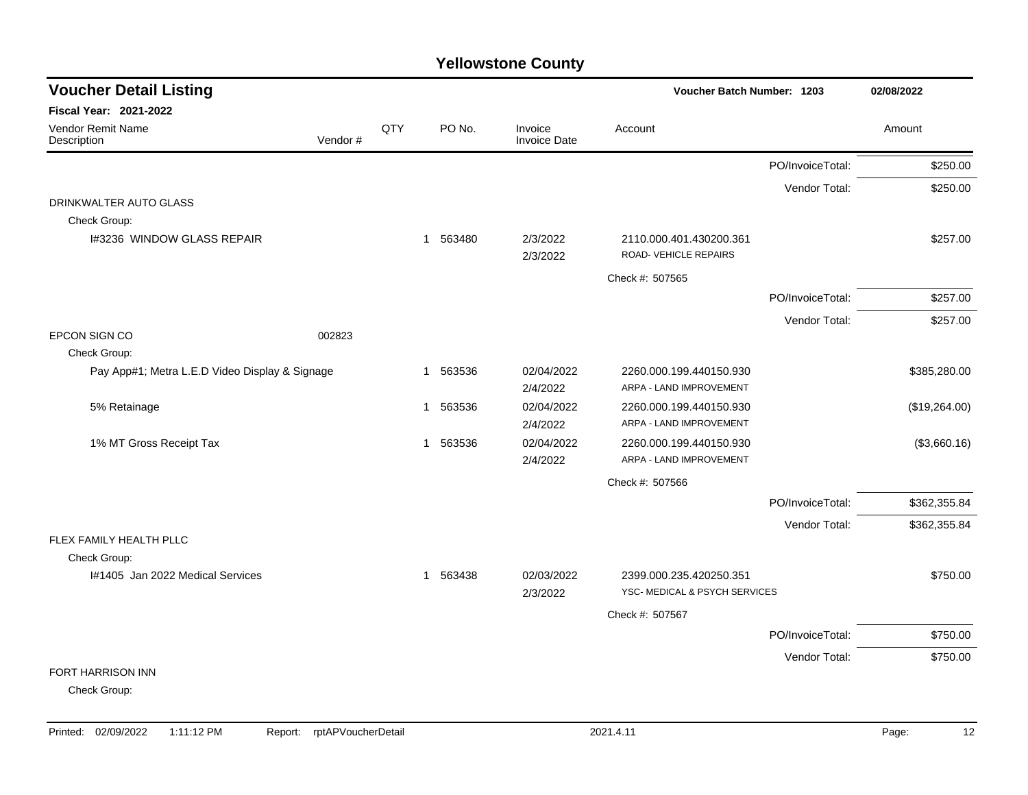# Yellowstone County

## Voucher Detail Listing

Voucher Batch Number: 1203 — 02/08/2022

**Fiscal Year: 2021-2022**

| Vendor Remit Name / Description | Vendor # | QTY | PO No. | Invoice / Invoice Date | Account | Amount |
|---|---|---|---|---|---|---|
| | | | | | PO/InvoiceTotal: | $250.00 |
| | | | | | Vendor Total: | $250.00 |
| DRINKWALTER AUTO GLASS | | | | | | |
| Check Group: | | | | | | |
| I#3236 WINDOW GLASS REPAIR | | 1 | 563480 | 2/3/2022<br>2/3/2022 | 2110.000.401.430200.361<br>ROAD- VEHICLE REPAIRS | $257.00 |
| | | | | | Check #: 507565 | |
| | | | | | PO/InvoiceTotal: | $257.00 |
| | | | | | Vendor Total: | $257.00 |
| EPCON SIGN CO | 002823 | | | | | |
| Check Group: | | | | | | |
| Pay App#1; Metra L.E.D Video Display & Signage | | 1 | 563536 | 02/04/2022<br>2/4/2022 | 2260.000.199.440150.930<br>ARPA - LAND IMPROVEMENT | $385,280.00 |
| 5% Retainage | | 1 | 563536 | 02/04/2022<br>2/4/2022 | 2260.000.199.440150.930<br>ARPA - LAND IMPROVEMENT | ($19,264.00) |
| 1% MT Gross Receipt Tax | | 1 | 563536 | 02/04/2022<br>2/4/2022 | 2260.000.199.440150.930<br>ARPA - LAND IMPROVEMENT | ($3,660.16) |
| | | | | | Check #: 507566 | |
| | | | | | PO/InvoiceTotal: | $362,355.84 |
| | | | | | Vendor Total: | $362,355.84 |
| FLEX FAMILY HEALTH PLLC | | | | | | |
| Check Group: | | | | | | |
| I#1405 Jan 2022 Medical Services | | 1 | 563438 | 02/03/2022<br>2/3/2022 | 2399.000.235.420250.351<br>YSC- MEDICAL & PSYCH SERVICES | $750.00 |
| | | | | | Check #: 507567 | |
| | | | | | PO/InvoiceTotal: | $750.00 |
| | | | | | Vendor Total: | $750.00 |
| FORT HARRISON INN | | | | | | |
| Check Group: | | | | | | |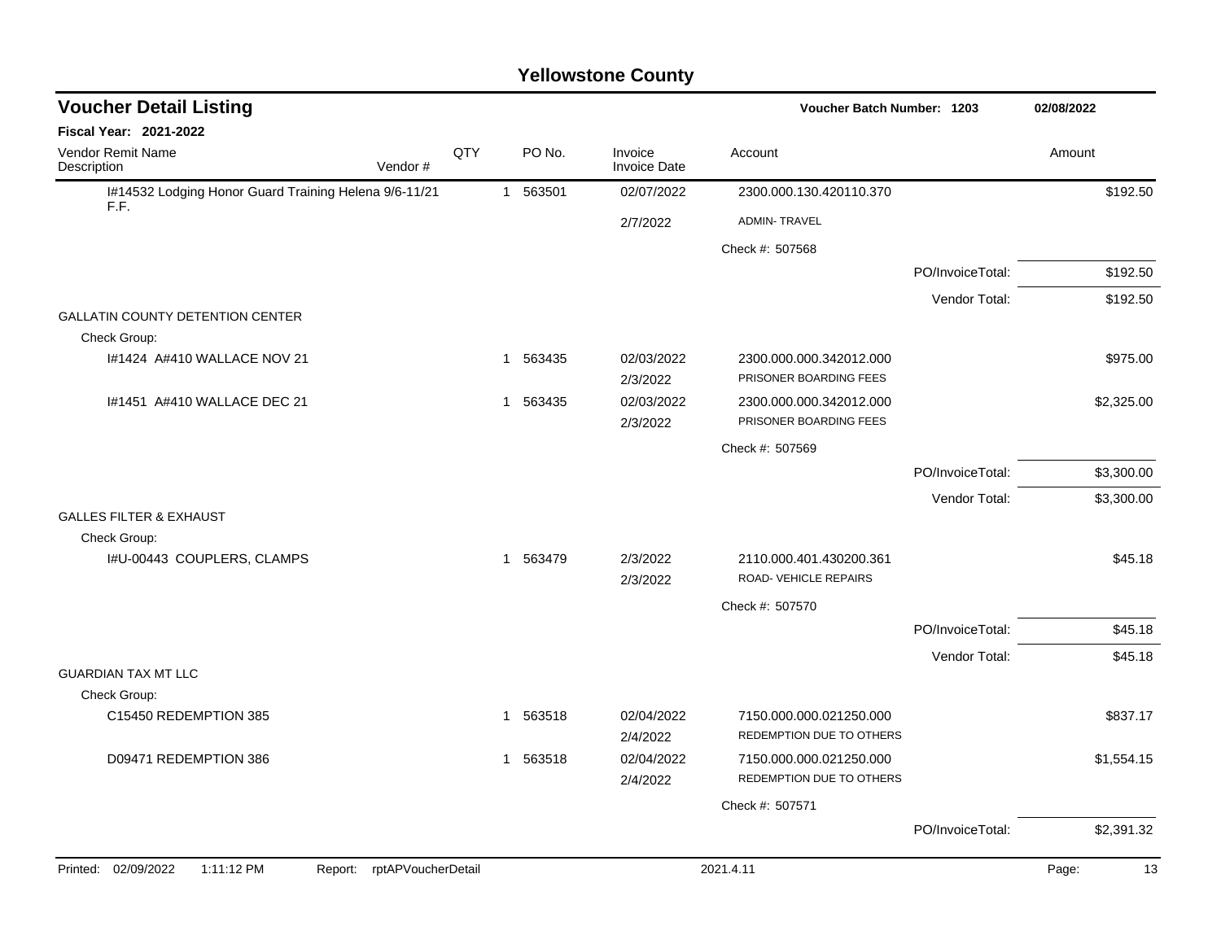# Yellowstone County

## Voucher Detail Listing

**Voucher Batch Number: 1203** — 02/08/2022

**Fiscal Year: 2021-2022**

| Vendor Remit Name / Description | Vendor # | QTY | PO No. | Invoice / Invoice Date | Account | | Amount |
|---|---|---|---|---|---|---|---|
| I#14532 Lodging Honor Guard Training Helena 9/6-11/21 F.F. | | 1 | 563501 | 02/07/2022 | 2300.000.130.420110.370 | | $192.50 |
| | | | | 2/7/2022 | ADMIN- TRAVEL | | |
| | | | | | Check #: 507568 | | |
| | | | | | | PO/InvoiceTotal: | $192.50 |
| | | | | | | Vendor Total: | $192.50 |
| GALLATIN COUNTY DETENTION CENTER | | | | | | | |
| Check Group: | | | | | | | |
| I#1424 A#410 WALLACE NOV 21 | | 1 | 563435 | 02/03/2022 | 2300.000.000.342012.000 | | $975.00 |
| | | | | 2/3/2022 | PRISONER BOARDING FEES | | |
| I#1451 A#410 WALLACE DEC 21 | | 1 | 563435 | 02/03/2022 | 2300.000.000.342012.000 | | $2,325.00 |
| | | | | 2/3/2022 | PRISONER BOARDING FEES | | |
| | | | | | Check #: 507569 | | |
| | | | | | | PO/InvoiceTotal: | $3,300.00 |
| | | | | | | Vendor Total: | $3,300.00 |
| GALLES FILTER & EXHAUST | | | | | | | |
| Check Group: | | | | | | | |
| I#U-00443 COUPLERS, CLAMPS | | 1 | 563479 | 2/3/2022 | 2110.000.401.430200.361 | | $45.18 |
| | | | | 2/3/2022 | ROAD- VEHICLE REPAIRS | | |
| | | | | | Check #: 507570 | | |
| | | | | | | PO/InvoiceTotal: | $45.18 |
| | | | | | | Vendor Total: | $45.18 |
| GUARDIAN TAX MT LLC | | | | | | | |
| Check Group: | | | | | | | |
| C15450 REDEMPTION 385 | | 1 | 563518 | 02/04/2022 | 7150.000.000.021250.000 | | $837.17 |
| | | | | 2/4/2022 | REDEMPTION DUE TO OTHERS | | |
| D09471 REDEMPTION 386 | | 1 | 563518 | 02/04/2022 | 7150.000.000.021250.000 | | $1,554.15 |
| | | | | 2/4/2022 | REDEMPTION DUE TO OTHERS | | |
| | | | | | Check #: 507571 | | |
| | | | | | | PO/InvoiceTotal: | $2,391.32 |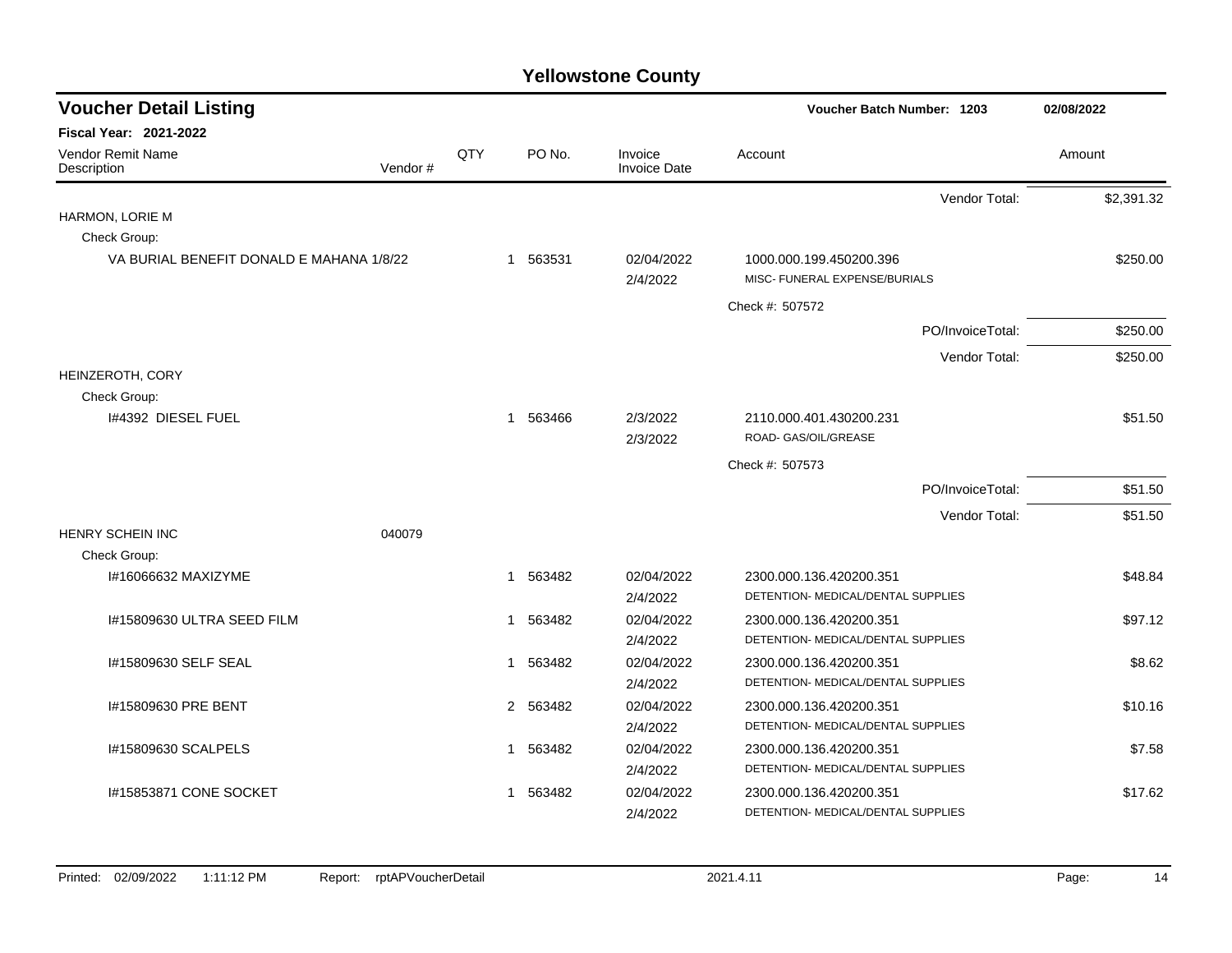# Yellowstone County

## Voucher Detail Listing

**Fiscal Year: 2021-2022**

Voucher Batch Number: 1203 — 02/08/2022

| Vendor Remit Name / Description | Vendor # | QTY | PO No. | Invoice / Invoice Date | Account | Amount |
|---|---|---|---|---|---|---|
| | | | | | Vendor Total: | $2,391.32 |
| HARMON, LORIE M | | | | | | |
| Check Group: | | | | | | |
| VA BURIAL BENEFIT DONALD E MAHANA 1/8/22 | | 1 | 563531 | 02/04/2022<br>2/4/2022 | 1000.000.199.450200.396<br>MISC- FUNERAL EXPENSE/BURIALS | $250.00 |
| | | | | | Check #: 507572 | |
| | | | | | PO/InvoiceTotal: | $250.00 |
| | | | | | Vendor Total: | $250.00 |
| HEINZEROTH, CORY | | | | | | |
| Check Group: | | | | | | |
| I#4392 DIESEL FUEL | | 1 | 563466 | 2/3/2022<br>2/3/2022 | 2110.000.401.430200.231<br>ROAD- GAS/OIL/GREASE | $51.50 |
| | | | | | Check #: 507573 | |
| | | | | | PO/InvoiceTotal: | $51.50 |
| | | | | | Vendor Total: | $51.50 |
| HENRY SCHEIN INC | 040079 | | | | | |
| Check Group: | | | | | | |
| I#16066632 MAXIZYME | | 1 | 563482 | 02/04/2022<br>2/4/2022 | 2300.000.136.420200.351<br>DETENTION- MEDICAL/DENTAL SUPPLIES | $48.84 |
| I#15809630 ULTRA SEED FILM | | 1 | 563482 | 02/04/2022<br>2/4/2022 | 2300.000.136.420200.351<br>DETENTION- MEDICAL/DENTAL SUPPLIES | $97.12 |
| I#15809630 SELF SEAL | | 1 | 563482 | 02/04/2022<br>2/4/2022 | 2300.000.136.420200.351<br>DETENTION- MEDICAL/DENTAL SUPPLIES | $8.62 |
| I#15809630 PRE BENT | | 2 | 563482 | 02/04/2022<br>2/4/2022 | 2300.000.136.420200.351<br>DETENTION- MEDICAL/DENTAL SUPPLIES | $10.16 |
| I#15809630 SCALPELS | | 1 | 563482 | 02/04/2022<br>2/4/2022 | 2300.000.136.420200.351<br>DETENTION- MEDICAL/DENTAL SUPPLIES | $7.58 |
| I#15853871 CONE SOCKET | | 1 | 563482 | 02/04/2022<br>2/4/2022 | 2300.000.136.420200.351<br>DETENTION- MEDICAL/DENTAL SUPPLIES | $17.62 |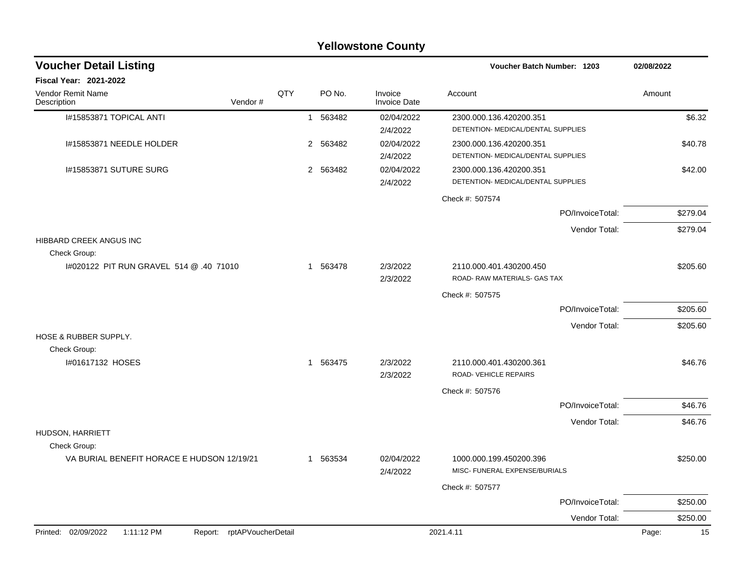# Yellowstone County

## Voucher Detail Listing

**Voucher Batch Number: 1203** 02/08/2022

**Fiscal Year: 2021-2022**

| Vendor Remit Name / Description | Vendor # | QTY | PO No. | Invoice / Invoice Date | Account | Amount |
|---|---|---|---|---|---|---|
| I#15853871 TOPICAL ANTI | | 1 | 563482 | 02/04/2022<br>2/4/2022 | 2300.000.136.420200.351<br>DETENTION- MEDICAL/DENTAL SUPPLIES | $6.32 |
| I#15853871 NEEDLE HOLDER | | 2 | 563482 | 02/04/2022<br>2/4/2022 | 2300.000.136.420200.351<br>DETENTION- MEDICAL/DENTAL SUPPLIES | $40.78 |
| I#15853871 SUTURE SURG | | 2 | 563482 | 02/04/2022<br>2/4/2022 | 2300.000.136.420200.351<br>DETENTION- MEDICAL/DENTAL SUPPLIES | $42.00 |
| | | | | | Check #: 507574 | |
| | | | | | PO/InvoiceTotal: | $279.04 |
| | | | | | Vendor Total: | $279.04 |
| HIBBARD CREEK ANGUS INC | | | | | | |
| Check Group: | | | | | | |
| I#020122 PIT RUN GRAVEL 514 @ .40 71010 | | 1 | 563478 | 2/3/2022<br>2/3/2022 | 2110.000.401.430200.450<br>ROAD- RAW MATERIALS- GAS TAX | $205.60 |
| | | | | | Check #: 507575 | |
| | | | | | PO/InvoiceTotal: | $205.60 |
| | | | | | Vendor Total: | $205.60 |
| HOSE & RUBBER SUPPLY. | | | | | | |
| Check Group: | | | | | | |
| I#01617132 HOSES | | 1 | 563475 | 2/3/2022<br>2/3/2022 | 2110.000.401.430200.361<br>ROAD- VEHICLE REPAIRS | $46.76 |
| | | | | | Check #: 507576 | |
| | | | | | PO/InvoiceTotal: | $46.76 |
| | | | | | Vendor Total: | $46.76 |
| HUDSON, HARRIETT | | | | | | |
| Check Group: | | | | | | |
| VA BURIAL BENEFIT HORACE E HUDSON 12/19/21 | | 1 | 563534 | 02/04/2022<br>2/4/2022 | 1000.000.199.450200.396<br>MISC- FUNERAL EXPENSE/BURIALS | $250.00 |
| | | | | | Check #: 507577 | |
| | | | | | PO/InvoiceTotal: | $250.00 |
| | | | | | Vendor Total: | $250.00 |

Printed: 02/09/2022 1:11:12 PM Report: rptAPVoucherDetail 2021.4.11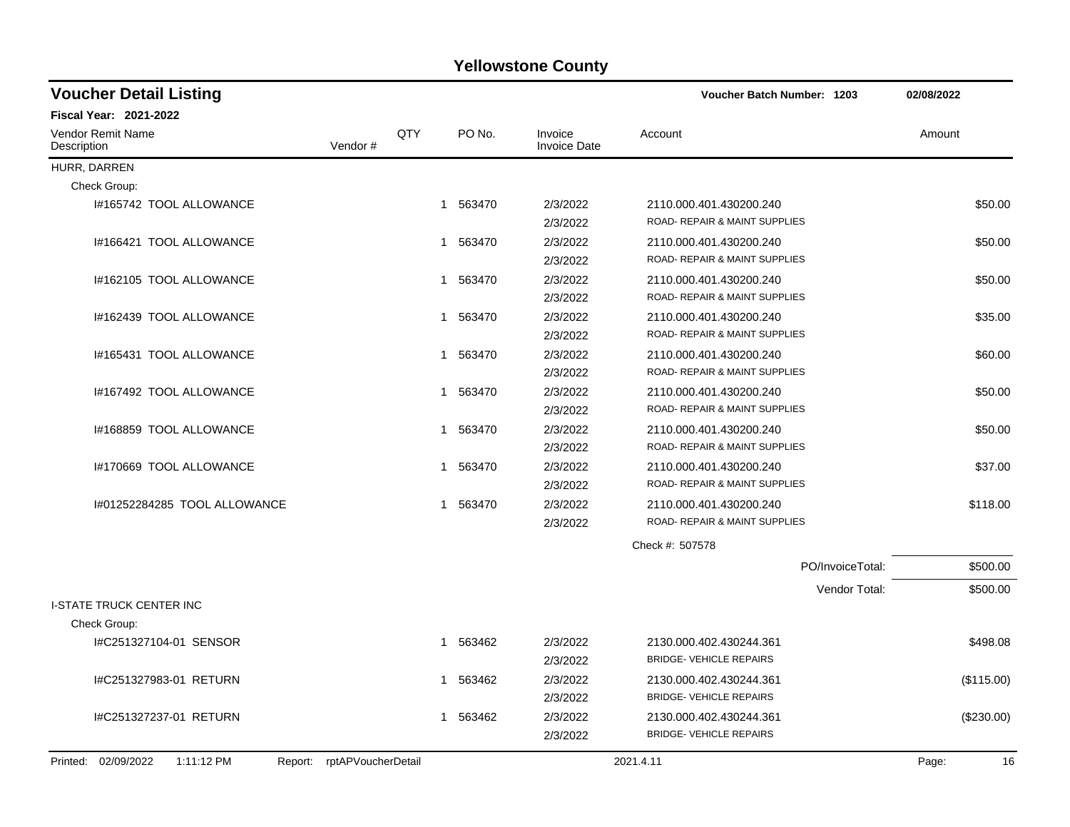# Yellowstone County

## Voucher Detail Listing

**Voucher Batch Number: 1203** — 02/08/2022

**Fiscal Year: 2021-2022**

| Vendor Remit Name / Description | Vendor # | QTY | PO No. | Invoice / Invoice Date | Account | Amount |
|---|---|---|---|---|---|---|
| HURR, DARREN | | | | | | |
| Check Group: | | | | | | |
| I#165742 TOOL ALLOWANCE | | 1 | 563470 | 2/3/2022 / 2/3/2022 | 2110.000.401.430200.240 ROAD- REPAIR & MAINT SUPPLIES | $50.00 |
| I#166421 TOOL ALLOWANCE | | 1 | 563470 | 2/3/2022 / 2/3/2022 | 2110.000.401.430200.240 ROAD- REPAIR & MAINT SUPPLIES | $50.00 |
| I#162105 TOOL ALLOWANCE | | 1 | 563470 | 2/3/2022 / 2/3/2022 | 2110.000.401.430200.240 ROAD- REPAIR & MAINT SUPPLIES | $50.00 |
| I#162439 TOOL ALLOWANCE | | 1 | 563470 | 2/3/2022 / 2/3/2022 | 2110.000.401.430200.240 ROAD- REPAIR & MAINT SUPPLIES | $35.00 |
| I#165431 TOOL ALLOWANCE | | 1 | 563470 | 2/3/2022 / 2/3/2022 | 2110.000.401.430200.240 ROAD- REPAIR & MAINT SUPPLIES | $60.00 |
| I#167492 TOOL ALLOWANCE | | 1 | 563470 | 2/3/2022 / 2/3/2022 | 2110.000.401.430200.240 ROAD- REPAIR & MAINT SUPPLIES | $50.00 |
| I#168859 TOOL ALLOWANCE | | 1 | 563470 | 2/3/2022 / 2/3/2022 | 2110.000.401.430200.240 ROAD- REPAIR & MAINT SUPPLIES | $50.00 |
| I#170669 TOOL ALLOWANCE | | 1 | 563470 | 2/3/2022 / 2/3/2022 | 2110.000.401.430200.240 ROAD- REPAIR & MAINT SUPPLIES | $37.00 |
| I#01252284285 TOOL ALLOWANCE | | 1 | 563470 | 2/3/2022 / 2/3/2022 | 2110.000.401.430200.240 ROAD- REPAIR & MAINT SUPPLIES | $118.00 |
| | | | | | Check #: 507578 | |
| | | | | | PO/InvoiceTotal: | $500.00 |
| | | | | | Vendor Total: | $500.00 |
| I-STATE TRUCK CENTER INC | | | | | | |
| Check Group: | | | | | | |
| I#C251327104-01 SENSOR | | 1 | 563462 | 2/3/2022 / 2/3/2022 | 2130.000.402.430244.361 BRIDGE- VEHICLE REPAIRS | $498.08 |
| I#C251327983-01 RETURN | | 1 | 563462 | 2/3/2022 / 2/3/2022 | 2130.000.402.430244.361 BRIDGE- VEHICLE REPAIRS | ($115.00) |
| I#C251327237-01 RETURN | | 1 | 563462 | 2/3/2022 / 2/3/2022 | 2130.000.402.430244.361 BRIDGE- VEHICLE REPAIRS | ($230.00) |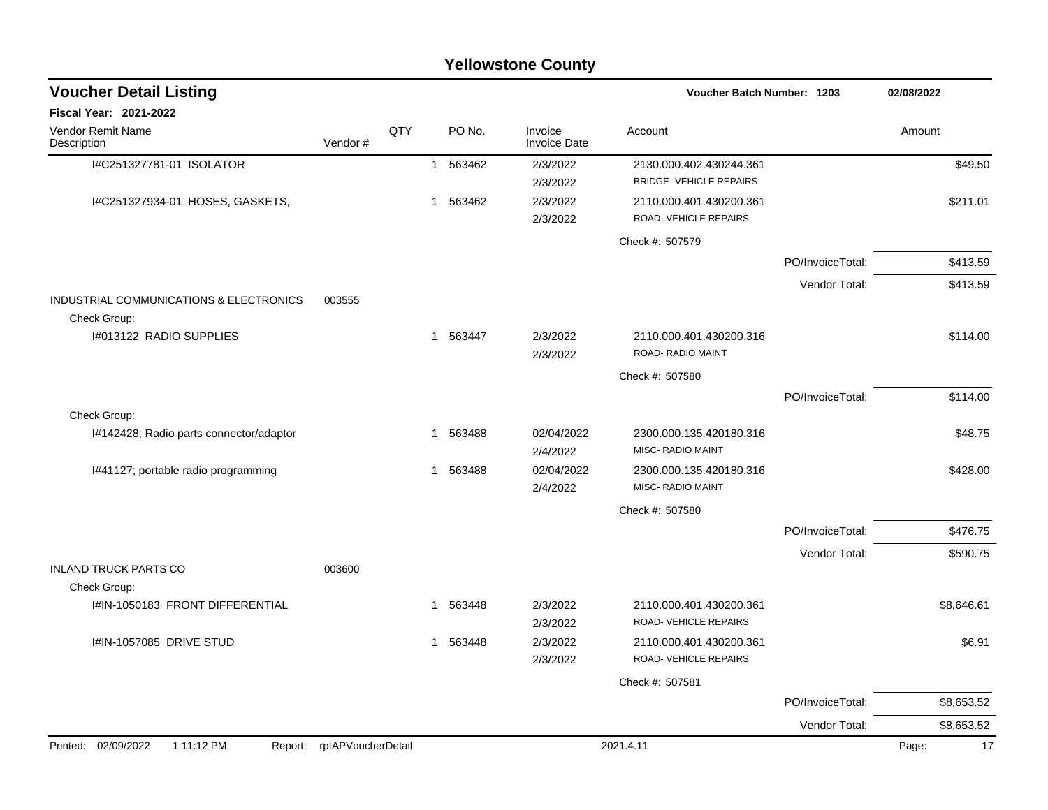# Yellowstone County

## Voucher Detail Listing

**Voucher Batch Number: 1203** — 02/08/2022

**Fiscal Year: 2021-2022**

| Vendor Remit Name / Description | Vendor # | QTY | PO No. | Invoice / Invoice Date | Account | | Amount |
|---|---|---|---|---|---|---|---|
| I#C251327781-01 ISOLATOR | | 1 | 563462 | 2/3/2022<br>2/3/2022 | 2130.000.402.430244.361<br>BRIDGE- VEHICLE REPAIRS | | $49.50 |
| I#C251327934-01 HOSES, GASKETS, | | 1 | 563462 | 2/3/2022<br>2/3/2022 | 2110.000.401.430200.361<br>ROAD- VEHICLE REPAIRS | | $211.01 |
| | | | | | Check #: 507579 | | |
| | | | | | | PO/InvoiceTotal: | $413.59 |
| | | | | | | Vendor Total: | $413.59 |
| INDUSTRIAL COMMUNICATIONS & ELECTRONICS | 003555 | | | | | | |
| Check Group: | | | | | | | |
| I#013122 RADIO SUPPLIES | | 1 | 563447 | 2/3/2022<br>2/3/2022 | 2110.000.401.430200.316<br>ROAD- RADIO MAINT | | $114.00 |
| | | | | | Check #: 507580 | | |
| | | | | | | PO/InvoiceTotal: | $114.00 |
| Check Group: | | | | | | | |
| I#142428; Radio parts connector/adaptor | | 1 | 563488 | 02/04/2022<br>2/4/2022 | 2300.000.135.420180.316<br>MISC- RADIO MAINT | | $48.75 |
| I#41127; portable radio programming | | 1 | 563488 | 02/04/2022<br>2/4/2022 | 2300.000.135.420180.316<br>MISC- RADIO MAINT | | $428.00 |
| | | | | | Check #: 507580 | | |
| | | | | | | PO/InvoiceTotal: | $476.75 |
| | | | | | | Vendor Total: | $590.75 |
| INLAND TRUCK PARTS CO | 003600 | | | | | | |
| Check Group: | | | | | | | |
| I#IN-1050183 FRONT DIFFERENTIAL | | 1 | 563448 | 2/3/2022<br>2/3/2022 | 2110.000.401.430200.361<br>ROAD- VEHICLE REPAIRS | | $8,646.61 |
| I#IN-1057085 DRIVE STUD | | 1 | 563448 | 2/3/2022<br>2/3/2022 | 2110.000.401.430200.361<br>ROAD- VEHICLE REPAIRS | | $6.91 |
| | | | | | Check #: 507581 | | |
| | | | | | | PO/InvoiceTotal: | $8,653.52 |
| | | | | | | Vendor Total: | $8,653.52 |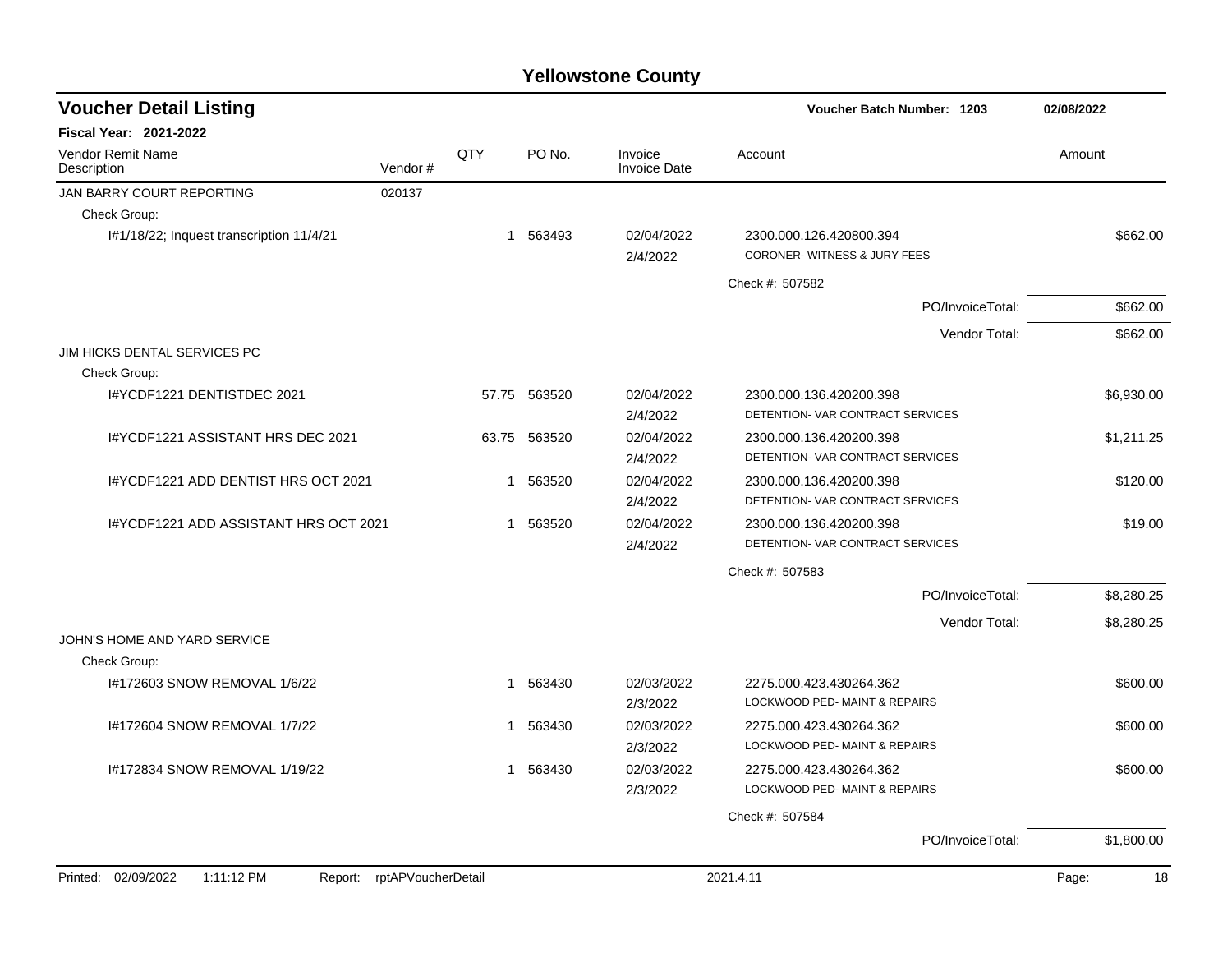# Yellowstone County

## Voucher Detail Listing

**Voucher Batch Number: 1203** 02/08/2022

**Fiscal Year: 2021-2022**

| Vendor Remit Name / Description | Vendor # | QTY | PO No. | Invoice / Invoice Date | Account | Amount |
|---|---|---|---|---|---|---|
| JAN BARRY COURT REPORTING | 020137 | | | | | |
| Check Group: | | | | | | |
| I#1/18/22; Inquest transcription 11/4/21 | | 1 | 563493 | 02/04/2022 2/4/2022 | 2300.000.126.420800.394 CORONER- WITNESS & JURY FEES | $662.00 |
| | | | | | Check #: 507582 | |
| | | | | | PO/InvoiceTotal: | $662.00 |
| | | | | | Vendor Total: | $662.00 |
| JIM HICKS DENTAL SERVICES PC | | | | | | |
| Check Group: | | | | | | |
| I#YCDF1221 DENTISTDEC 2021 | | 57.75 | 563520 | 02/04/2022 2/4/2022 | 2300.000.136.420200.398 DETENTION- VAR CONTRACT SERVICES | $6,930.00 |
| I#YCDF1221 ASSISTANT HRS DEC 2021 | | 63.75 | 563520 | 02/04/2022 2/4/2022 | 2300.000.136.420200.398 DETENTION- VAR CONTRACT SERVICES | $1,211.25 |
| I#YCDF1221 ADD DENTIST HRS OCT 2021 | | 1 | 563520 | 02/04/2022 2/4/2022 | 2300.000.136.420200.398 DETENTION- VAR CONTRACT SERVICES | $120.00 |
| I#YCDF1221 ADD ASSISTANT HRS OCT 2021 | | 1 | 563520 | 02/04/2022 2/4/2022 | 2300.000.136.420200.398 DETENTION- VAR CONTRACT SERVICES | $19.00 |
| | | | | | Check #: 507583 | |
| | | | | | PO/InvoiceTotal: | $8,280.25 |
| | | | | | Vendor Total: | $8,280.25 |
| JOHN'S HOME AND YARD SERVICE | | | | | | |
| Check Group: | | | | | | |
| I#172603 SNOW REMOVAL 1/6/22 | | 1 | 563430 | 02/03/2022 2/3/2022 | 2275.000.423.430264.362 LOCKWOOD PED- MAINT & REPAIRS | $600.00 |
| I#172604 SNOW REMOVAL 1/7/22 | | 1 | 563430 | 02/03/2022 2/3/2022 | 2275.000.423.430264.362 LOCKWOOD PED- MAINT & REPAIRS | $600.00 |
| I#172834 SNOW REMOVAL 1/19/22 | | 1 | 563430 | 02/03/2022 2/3/2022 | 2275.000.423.430264.362 LOCKWOOD PED- MAINT & REPAIRS | $600.00 |
| | | | | | Check #: 507584 | |
| | | | | | PO/InvoiceTotal: | $1,800.00 |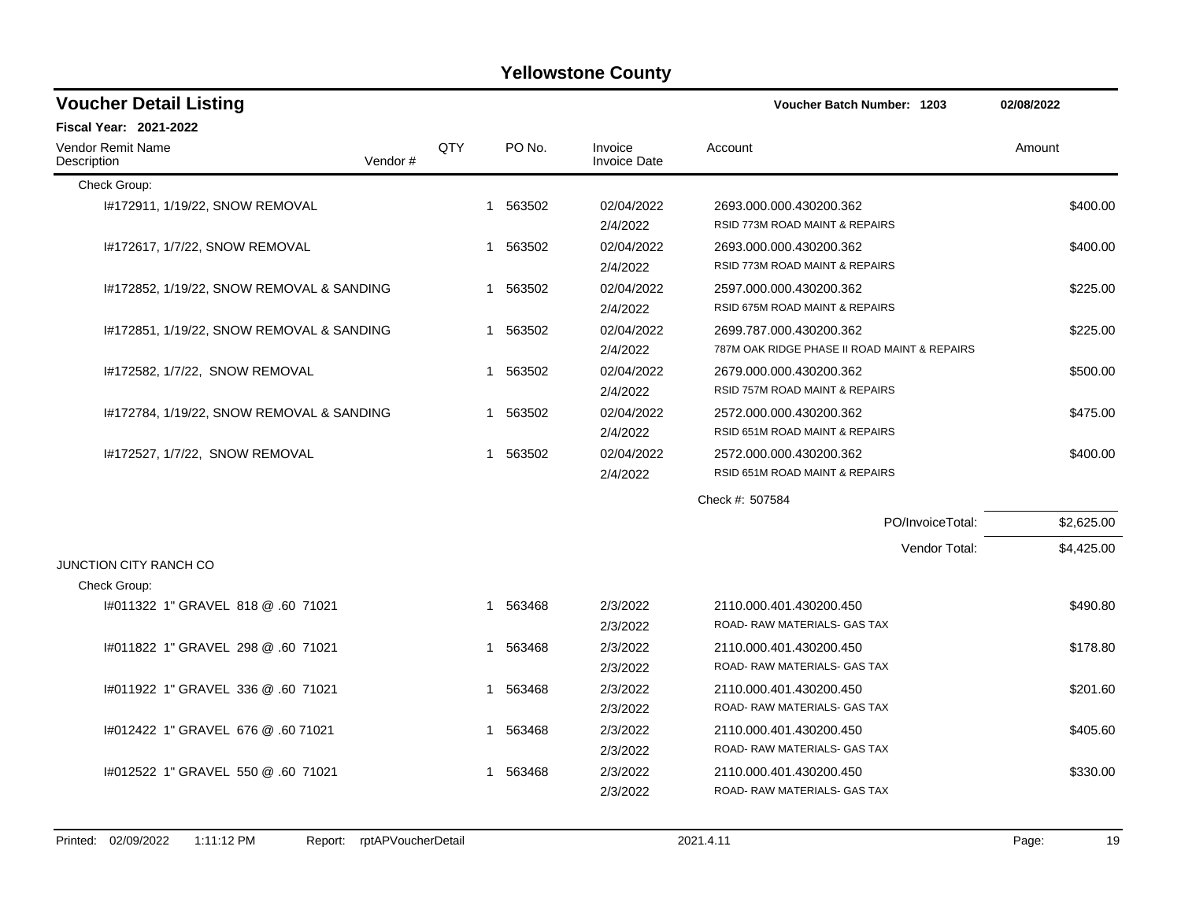# Yellowstone County

## Voucher Detail Listing

**Voucher Batch Number: 1203** — 02/08/2022

**Fiscal Year: 2021-2022**

| Vendor Remit Name / Description | Vendor # | QTY | PO No. | Invoice / Invoice Date | Account | Amount |
|---|---|---|---|---|---|---|
| Check Group: | | | | | | |
| I#172911, 1/19/22, SNOW REMOVAL | | 1 | 563502 | 02/04/2022 / 2/4/2022 | 2693.000.000.430200.362 RSID 773M ROAD MAINT & REPAIRS | $400.00 |
| I#172617, 1/7/22, SNOW REMOVAL | | 1 | 563502 | 02/04/2022 / 2/4/2022 | 2693.000.000.430200.362 RSID 773M ROAD MAINT & REPAIRS | $400.00 |
| I#172852, 1/19/22, SNOW REMOVAL & SANDING | | 1 | 563502 | 02/04/2022 / 2/4/2022 | 2597.000.000.430200.362 RSID 675M ROAD MAINT & REPAIRS | $225.00 |
| I#172851, 1/19/22, SNOW REMOVAL & SANDING | | 1 | 563502 | 02/04/2022 / 2/4/2022 | 2699.787.000.430200.362 787M OAK RIDGE PHASE II ROAD MAINT & REPAIRS | $225.00 |
| I#172582, 1/7/22, SNOW REMOVAL | | 1 | 563502 | 02/04/2022 / 2/4/2022 | 2679.000.000.430200.362 RSID 757M ROAD MAINT & REPAIRS | $500.00 |
| I#172784, 1/19/22, SNOW REMOVAL & SANDING | | 1 | 563502 | 02/04/2022 / 2/4/2022 | 2572.000.000.430200.362 RSID 651M ROAD MAINT & REPAIRS | $475.00 |
| I#172527, 1/7/22, SNOW REMOVAL | | 1 | 563502 | 02/04/2022 / 2/4/2022 | 2572.000.000.430200.362 RSID 651M ROAD MAINT & REPAIRS | $400.00 |
| | | | | | Check #: 507584 | |
| | | | | | PO/InvoiceTotal: | $2,625.00 |
| | | | | | Vendor Total: | $4,425.00 |
| **JUNCTION CITY RANCH CO** | | | | | | |
| Check Group: | | | | | | |
| I#011322 1" GRAVEL 818 @ .60 71021 | | 1 | 563468 | 2/3/2022 / 2/3/2022 | 2110.000.401.430200.450 ROAD- RAW MATERIALS- GAS TAX | $490.80 |
| I#011822 1" GRAVEL 298 @ .60 71021 | | 1 | 563468 | 2/3/2022 / 2/3/2022 | 2110.000.401.430200.450 ROAD- RAW MATERIALS- GAS TAX | $178.80 |
| I#011922 1" GRAVEL 336 @ .60 71021 | | 1 | 563468 | 2/3/2022 / 2/3/2022 | 2110.000.401.430200.450 ROAD- RAW MATERIALS- GAS TAX | $201.60 |
| I#012422 1" GRAVEL 676 @ .60 71021 | | 1 | 563468 | 2/3/2022 / 2/3/2022 | 2110.000.401.430200.450 ROAD- RAW MATERIALS- GAS TAX | $405.60 |
| I#012522 1" GRAVEL 550 @ .60 71021 | | 1 | 563468 | 2/3/2022 / 2/3/2022 | 2110.000.401.430200.450 ROAD- RAW MATERIALS- GAS TAX | $330.00 |

Printed: 02/09/2022 1:11:12 PM Report: rptAPVoucherDetail 2021.4.11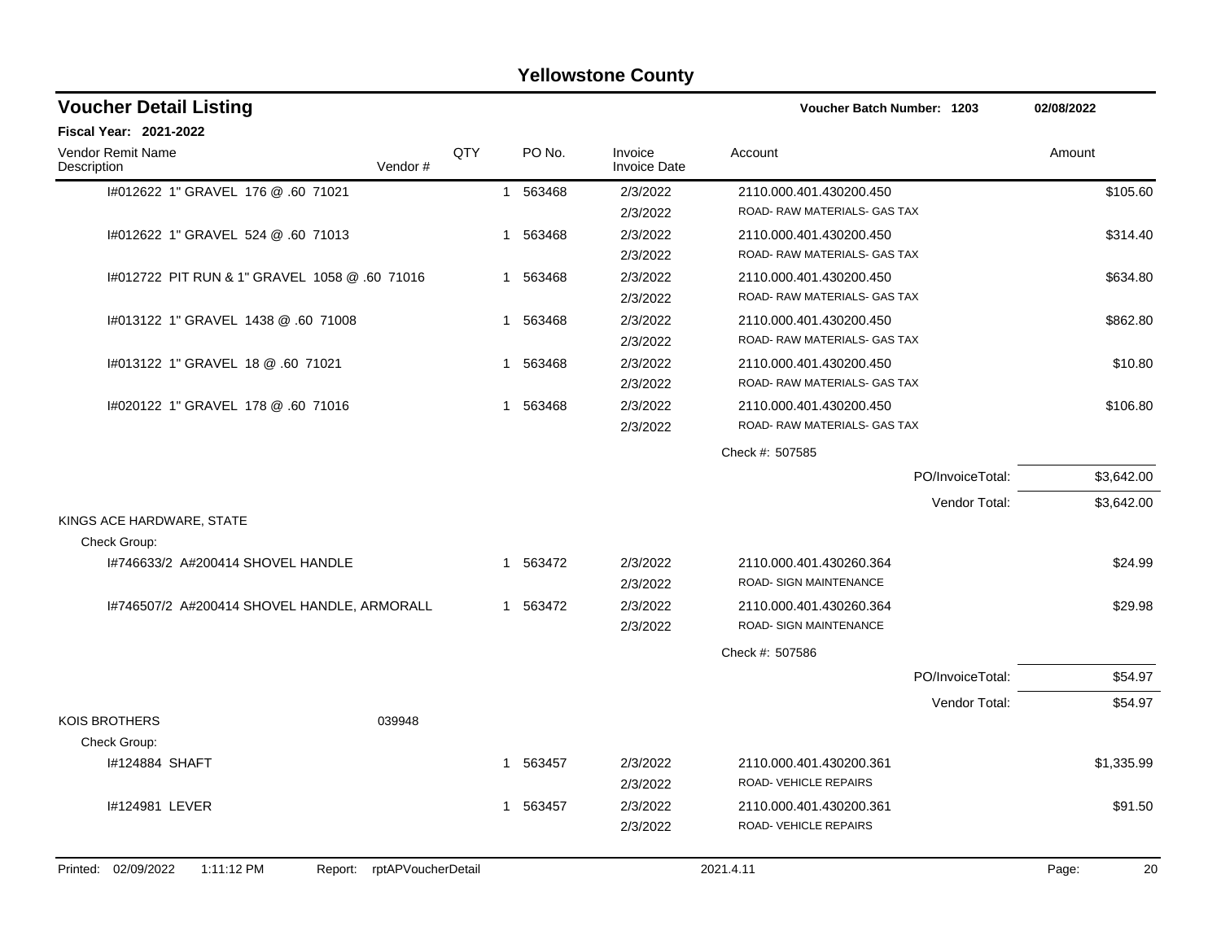# Yellowstone County

## Voucher Detail Listing

**Voucher Batch Number: 1203** 02/08/2022

**Fiscal Year: 2021-2022**

| Vendor Remit Name / Description | Vendor # | QTY | PO No. | Invoice / Invoice Date | Account | Amount |
|---|---|---|---|---|---|---|
| I#012622 1" GRAVEL 176 @ .60 71021 | | 1 | 563468 | 2/3/2022 / 2/3/2022 | 2110.000.401.430200.450 ROAD- RAW MATERIALS- GAS TAX | $105.60 |
| I#012622 1" GRAVEL 524 @ .60 71013 | | 1 | 563468 | 2/3/2022 / 2/3/2022 | 2110.000.401.430200.450 ROAD- RAW MATERIALS- GAS TAX | $314.40 |
| I#012722 PIT RUN & 1" GRAVEL 1058 @ .60 71016 | | 1 | 563468 | 2/3/2022 / 2/3/2022 | 2110.000.401.430200.450 ROAD- RAW MATERIALS- GAS TAX | $634.80 |
| I#013122 1" GRAVEL 1438 @ .60 71008 | | 1 | 563468 | 2/3/2022 / 2/3/2022 | 2110.000.401.430200.450 ROAD- RAW MATERIALS- GAS TAX | $862.80 |
| I#013122 1" GRAVEL 18 @ .60 71021 | | 1 | 563468 | 2/3/2022 / 2/3/2022 | 2110.000.401.430200.450 ROAD- RAW MATERIALS- GAS TAX | $10.80 |
| I#020122 1" GRAVEL 178 @ .60 71016 | | 1 | 563468 | 2/3/2022 / 2/3/2022 | 2110.000.401.430200.450 ROAD- RAW MATERIALS- GAS TAX | $106.80 |
| | | | | | Check #: 507585 | |
| | | | | | PO/InvoiceTotal: | $3,642.00 |
| | | | | | Vendor Total: | $3,642.00 |
| KINGS ACE HARDWARE, STATE | | | | | | |
| Check Group: | | | | | | |
| I#746633/2 A#200414 SHOVEL HANDLE | | 1 | 563472 | 2/3/2022 / 2/3/2022 | 2110.000.401.430260.364 ROAD- SIGN MAINTENANCE | $24.99 |
| I#746507/2 A#200414 SHOVEL HANDLE, ARMORALL | | 1 | 563472 | 2/3/2022 / 2/3/2022 | 2110.000.401.430260.364 ROAD- SIGN MAINTENANCE | $29.98 |
| | | | | | Check #: 507586 | |
| | | | | | PO/InvoiceTotal: | $54.97 |
| | | | | | Vendor Total: | $54.97 |
| KOIS BROTHERS | 039948 | | | | | |
| Check Group: | | | | | | |
| I#124884 SHAFT | | 1 | 563457 | 2/3/2022 / 2/3/2022 | 2110.000.401.430200.361 ROAD- VEHICLE REPAIRS | $1,335.99 |
| I#124981 LEVER | | 1 | 563457 | 2/3/2022 / 2/3/2022 | 2110.000.401.430200.361 ROAD- VEHICLE REPAIRS | $91.50 |

Printed: 02/09/2022 1:11:12 PM Report: rptAPVoucherDetail 2021.4.11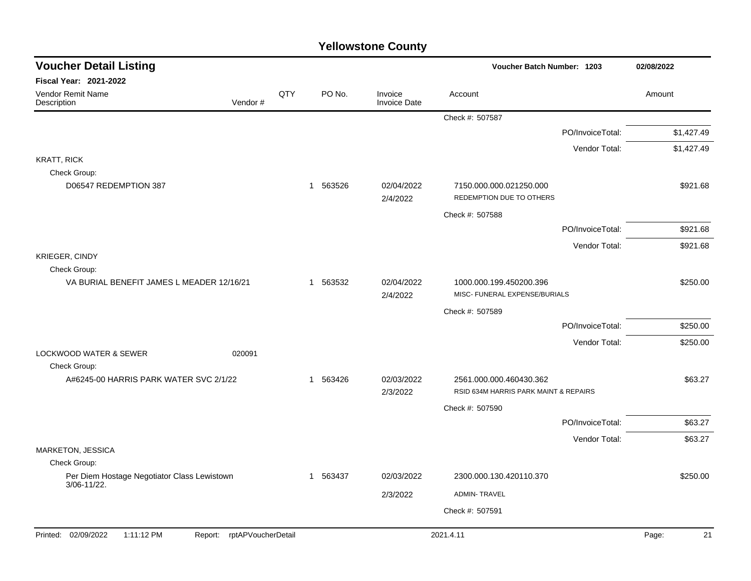# Yellowstone County

## Voucher Detail Listing

**Voucher Batch Number: 1203** — 02/08/2022

**Fiscal Year: 2021-2022**

| Vendor Remit Name / Description | Vendor # | QTY | PO No. | Invoice / Invoice Date | Account | Amount |
|---|---|---|---|---|---|---|
| | | | | | Check #: 507587 | |
| | | | | | PO/InvoiceTotal: | $1,427.49 |
| | | | | | Vendor Total: | $1,427.49 |
| KRATT, RICK | | | | | | |
| Check Group: | | | | | | |
| D06547 REDEMPTION 387 | | 1 | 563526 | 02/04/2022<br>2/4/2022 | 7150.000.000.021250.000<br>REDEMPTION DUE TO OTHERS | $921.68 |
| | | | | | Check #: 507588 | |
| | | | | | PO/InvoiceTotal: | $921.68 |
| | | | | | Vendor Total: | $921.68 |
| KRIEGER, CINDY | | | | | | |
| Check Group: | | | | | | |
| VA BURIAL BENEFIT JAMES L MEADER 12/16/21 | | 1 | 563532 | 02/04/2022<br>2/4/2022 | 1000.000.199.450200.396<br>MISC- FUNERAL EXPENSE/BURIALS | $250.00 |
| | | | | | Check #: 507589 | |
| | | | | | PO/InvoiceTotal: | $250.00 |
| | | | | | Vendor Total: | $250.00 |
| LOCKWOOD WATER & SEWER | 020091 | | | | | |
| Check Group: | | | | | | |
| A#6245-00 HARRIS PARK WATER SVC 2/1/22 | | 1 | 563426 | 02/03/2022<br>2/3/2022 | 2561.000.000.460430.362<br>RSID 634M HARRIS PARK MAINT & REPAIRS | $63.27 |
| | | | | | Check #: 507590 | |
| | | | | | PO/InvoiceTotal: | $63.27 |
| | | | | | Vendor Total: | $63.27 |
| MARKETON, JESSICA | | | | | | |
| Check Group: | | | | | | |
| Per Diem Hostage Negotiator Class Lewistown 3/06-11/22. | | 1 | 563437 | 02/03/2022<br>2/3/2022 | 2300.000.130.420110.370<br>ADMIN- TRAVEL | $250.00 |
| | | | | | Check #: 507591 | |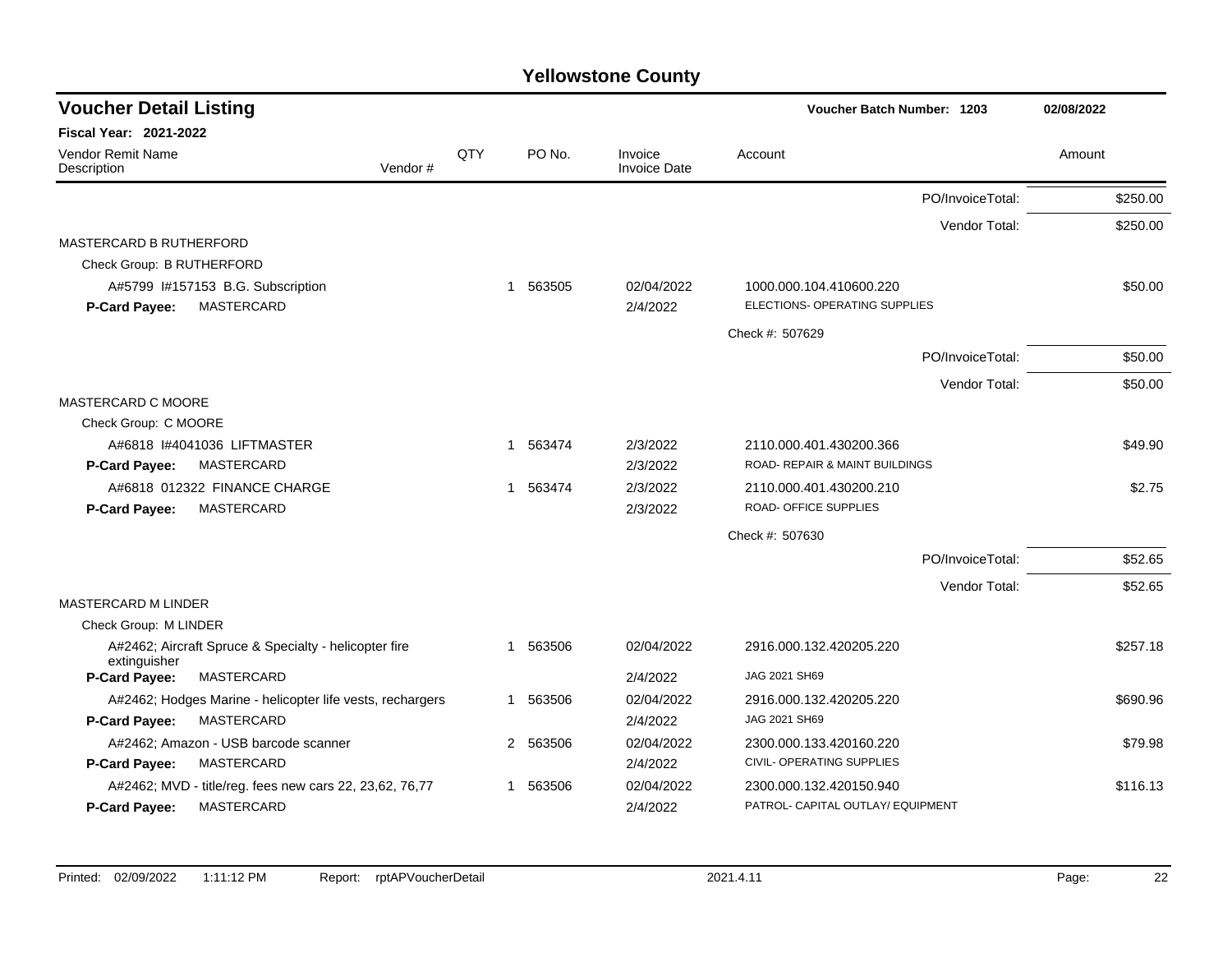# Yellowstone County

## Voucher Detail Listing

**Voucher Batch Number: 1203** — 02/08/2022

**Fiscal Year: 2021-2022**

| Vendor Remit Name / Description | Vendor # | QTY | PO No. | Invoice / Invoice Date | Account | Amount |
|---|---|---|---|---|---|---|
| | | | | | PO/InvoiceTotal: | $250.00 |
| | | | | | Vendor Total: | $250.00 |
| MASTERCARD B RUTHERFORD | | | | | | |
| Check Group: B RUTHERFORD | | | | | | |
| A#5799 I#157153 B.G. Subscription | | 1 | 563505 | 02/04/2022 | 1000.000.104.410600.220 | $50.00 |
| **P-Card Payee:** MASTERCARD | | | | 2/4/2022 | ELECTIONS- OPERATING SUPPLIES | |
| | | | | | Check #: 507629 | |
| | | | | | PO/InvoiceTotal: | $50.00 |
| | | | | | Vendor Total: | $50.00 |
| MASTERCARD C MOORE | | | | | | |
| Check Group: C MOORE | | | | | | |
| A#6818 I#4041036 LIFTMASTER | | 1 | 563474 | 2/3/2022 | 2110.000.401.430200.366 | $49.90 |
| **P-Card Payee:** MASTERCARD | | | | 2/3/2022 | ROAD- REPAIR & MAINT BUILDINGS | |
| A#6818 012322 FINANCE CHARGE | | 1 | 563474 | 2/3/2022 | 2110.000.401.430200.210 | $2.75 |
| **P-Card Payee:** MASTERCARD | | | | 2/3/2022 | ROAD- OFFICE SUPPLIES | |
| | | | | | Check #: 507630 | |
| | | | | | PO/InvoiceTotal: | $52.65 |
| | | | | | Vendor Total: | $52.65 |
| MASTERCARD M LINDER | | | | | | |
| Check Group: M LINDER | | | | | | |
| A#2462; Aircraft Spruce & Specialty - helicopter fire extinguisher | | 1 | 563506 | 02/04/2022 | 2916.000.132.420205.220 | $257.18 |
| **P-Card Payee:** MASTERCARD | | | | 2/4/2022 | JAG 2021 SH69 | |
| A#2462; Hodges Marine - helicopter life vests, rechargers | | 1 | 563506 | 02/04/2022 | 2916.000.132.420205.220 | $690.96 |
| **P-Card Payee:** MASTERCARD | | | | 2/4/2022 | JAG 2021 SH69 | |
| A#2462; Amazon - USB barcode scanner | | 2 | 563506 | 02/04/2022 | 2300.000.133.420160.220 | $79.98 |
| **P-Card Payee:** MASTERCARD | | | | 2/4/2022 | CIVIL- OPERATING SUPPLIES | |
| A#2462; MVD - title/reg. fees new cars 22, 23,62, 76,77 | | 1 | 563506 | 02/04/2022 | 2300.000.132.420150.940 | $116.13 |
| **P-Card Payee:** MASTERCARD | | | | 2/4/2022 | PATROL- CAPITAL OUTLAY/ EQUIPMENT | |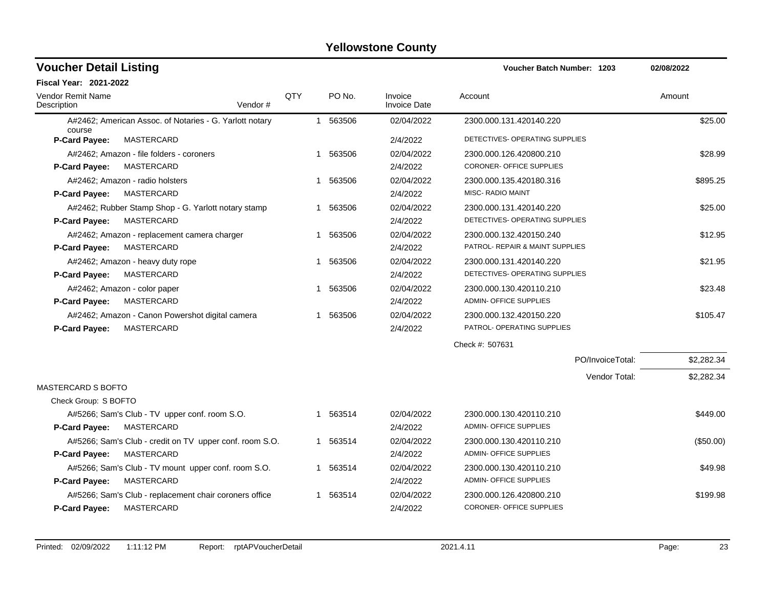# Yellowstone County

## Voucher Detail Listing

**Voucher Batch Number: 1203** 02/08/2022

**Fiscal Year: 2021-2022**

| Vendor Remit Name / Description | Vendor # | QTY | PO No. | Invoice / Invoice Date | Account | Amount |
|---|---|---|---|---|---|---|
| A#2462; American Assoc. of Notaries - G. Yarlott notary course | | 1 | 563506 | 02/04/2022 | 2300.000.131.420140.220 | $25.00 |
| **P-Card Payee:** MASTERCARD | | | | 2/4/2022 | DETECTIVES- OPERATING SUPPLIES | |
| A#2462; Amazon - file folders - coroners | | 1 | 563506 | 02/04/2022 | 2300.000.126.420800.210 | $28.99 |
| **P-Card Payee:** MASTERCARD | | | | 2/4/2022 | CORONER- OFFICE SUPPLIES | |
| A#2462; Amazon - radio holsters | | 1 | 563506 | 02/04/2022 | 2300.000.135.420180.316 | $895.25 |
| **P-Card Payee:** MASTERCARD | | | | 2/4/2022 | MISC- RADIO MAINT | |
| A#2462; Rubber Stamp Shop - G. Yarlott notary stamp | | 1 | 563506 | 02/04/2022 | 2300.000.131.420140.220 | $25.00 |
| **P-Card Payee:** MASTERCARD | | | | 2/4/2022 | DETECTIVES- OPERATING SUPPLIES | |
| A#2462; Amazon - replacement camera charger | | 1 | 563506 | 02/04/2022 | 2300.000.132.420150.240 | $12.95 |
| **P-Card Payee:** MASTERCARD | | | | 2/4/2022 | PATROL- REPAIR & MAINT SUPPLIES | |
| A#2462; Amazon - heavy duty rope | | 1 | 563506 | 02/04/2022 | 2300.000.131.420140.220 | $21.95 |
| **P-Card Payee:** MASTERCARD | | | | 2/4/2022 | DETECTIVES- OPERATING SUPPLIES | |
| A#2462; Amazon - color paper | | 1 | 563506 | 02/04/2022 | 2300.000.130.420110.210 | $23.48 |
| **P-Card Payee:** MASTERCARD | | | | 2/4/2022 | ADMIN- OFFICE SUPPLIES | |
| A#2462; Amazon - Canon Powershot digital camera | | 1 | 563506 | 02/04/2022 | 2300.000.132.420150.220 | $105.47 |
| **P-Card Payee:** MASTERCARD | | | | 2/4/2022 | PATROL- OPERATING SUPPLIES | |
| | | | | | Check #: 507631 | |
| | | | | | PO/InvoiceTotal: | $2,282.34 |
| | | | | | Vendor Total: | $2,282.34 |
| MASTERCARD S BOFTO | | | | | | |
| Check Group: S BOFTO | | | | | | |
| A#5266; Sam's Club - TV upper conf. room S.O. | | 1 | 563514 | 02/04/2022 | 2300.000.130.420110.210 | $449.00 |
| **P-Card Payee:** MASTERCARD | | | | 2/4/2022 | ADMIN- OFFICE SUPPLIES | |
| A#5266; Sam's Club - credit on TV upper conf. room S.O. | | 1 | 563514 | 02/04/2022 | 2300.000.130.420110.210 | ($50.00) |
| **P-Card Payee:** MASTERCARD | | | | 2/4/2022 | ADMIN- OFFICE SUPPLIES | |
| A#5266; Sam's Club - TV mount upper conf. room S.O. | | 1 | 563514 | 02/04/2022 | 2300.000.130.420110.210 | $49.98 |
| **P-Card Payee:** MASTERCARD | | | | 2/4/2022 | ADMIN- OFFICE SUPPLIES | |
| A#5266; Sam's Club - replacement chair coroners office | | 1 | 563514 | 02/04/2022 | 2300.000.126.420800.210 | $199.98 |
| **P-Card Payee:** MASTERCARD | | | | 2/4/2022 | CORONER- OFFICE SUPPLIES | |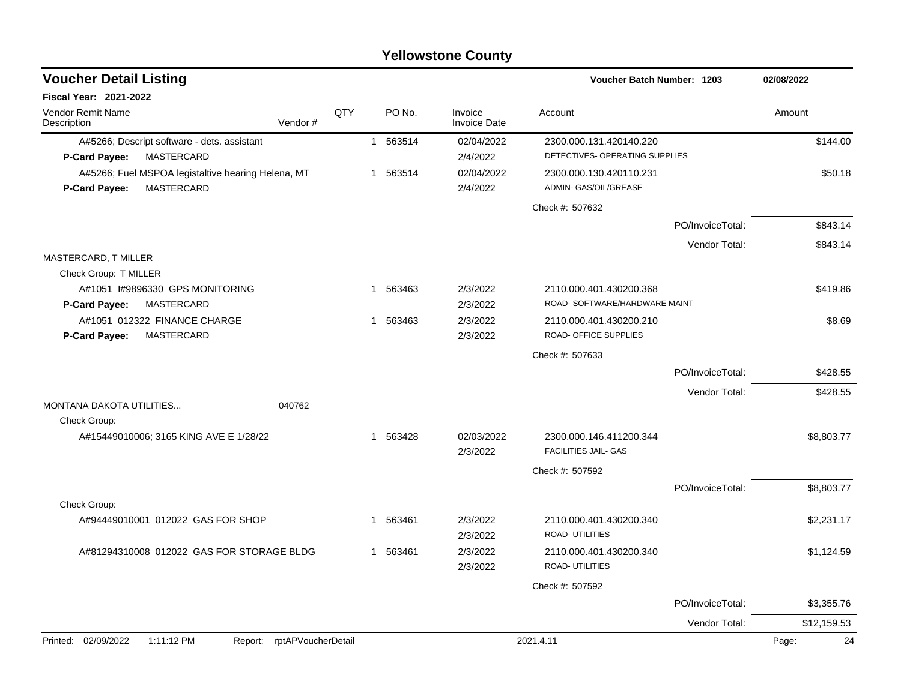# Yellowstone County

## Voucher Detail Listing

**Voucher Batch Number: 1203** — 02/08/2022

**Fiscal Year: 2021-2022**

| Vendor Remit Name / Description | Vendor # | QTY | PO No. | Invoice / Invoice Date | Account | Amount |
|---|---|---|---|---|---|---|
| A#5266; Descript software - dets. assistant | | 1 | 563514 | 02/04/2022 | 2300.000.131.420140.220 | $144.00 |
| **P-Card Payee:** MASTERCARD | | | | 2/4/2022 | DETECTIVES- OPERATING SUPPLIES | |
| A#5266; Fuel MSPOA legistaltive hearing Helena, MT | | 1 | 563514 | 02/04/2022 | 2300.000.130.420110.231 | $50.18 |
| **P-Card Payee:** MASTERCARD | | | | 2/4/2022 | ADMIN- GAS/OIL/GREASE | |
| | | | | | Check #: 507632 | |
| | | | | | PO/InvoiceTotal: | $843.14 |
| | | | | | Vendor Total: | $843.14 |
| MASTERCARD, T MILLER | | | | | | |
| Check Group: T MILLER | | | | | | |
| A#1051 I#9896330 GPS MONITORING | | 1 | 563463 | 2/3/2022 | 2110.000.401.430200.368 | $419.86 |
| **P-Card Payee:** MASTERCARD | | | | 2/3/2022 | ROAD- SOFTWARE/HARDWARE MAINT | |
| A#1051 012322 FINANCE CHARGE | | 1 | 563463 | 2/3/2022 | 2110.000.401.430200.210 | $8.69 |
| **P-Card Payee:** MASTERCARD | | | | 2/3/2022 | ROAD- OFFICE SUPPLIES | |
| | | | | | Check #: 507633 | |
| | | | | | PO/InvoiceTotal: | $428.55 |
| | | | | | Vendor Total: | $428.55 |
| MONTANA DAKOTA UTILITIES... | 040762 | | | | | |
| Check Group: | | | | | | |
| A#15449010006; 3165 KING AVE E 1/28/22 | | 1 | 563428 | 02/03/2022 | 2300.000.146.411200.344 | $8,803.77 |
| | | | | 2/3/2022 | FACILITIES JAIL- GAS | |
| | | | | | Check #: 507592 | |
| | | | | | PO/InvoiceTotal: | $8,803.77 |
| Check Group: | | | | | | |
| A#94449010001 012022 GAS FOR SHOP | | 1 | 563461 | 2/3/2022 | 2110.000.401.430200.340 | $2,231.17 |
| | | | | 2/3/2022 | ROAD- UTILITIES | |
| A#81294310008 012022 GAS FOR STORAGE BLDG | | 1 | 563461 | 2/3/2022 | 2110.000.401.430200.340 | $1,124.59 |
| | | | | 2/3/2022 | ROAD- UTILITIES | |
| | | | | | Check #: 507592 | |
| | | | | | PO/InvoiceTotal: | $3,355.76 |
| | | | | | Vendor Total: | $12,159.53 |

Printed: 02/09/2022 1:11:12 PM Report: rptAPVoucherDetail 2021.4.11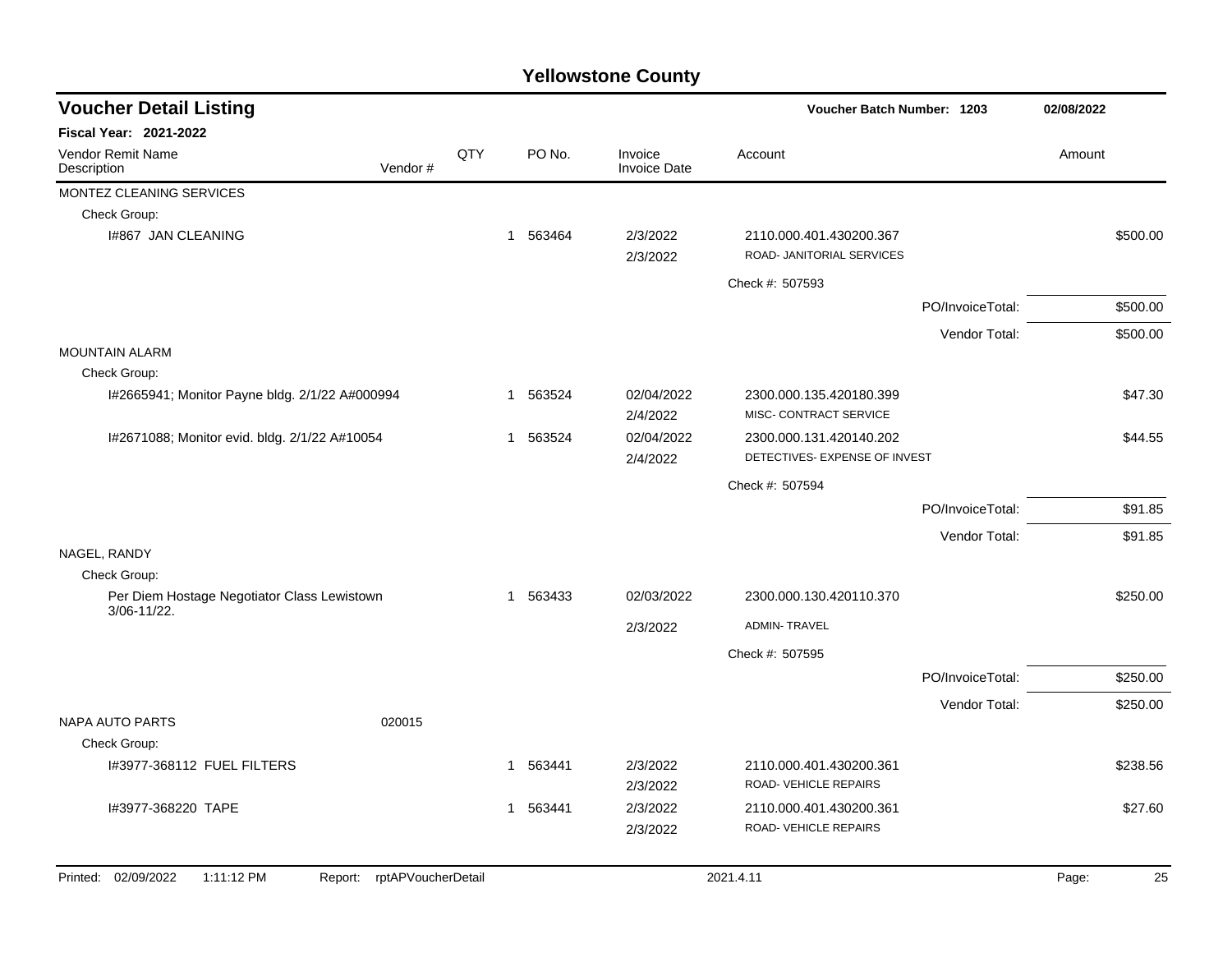# Yellowstone County

## Voucher Detail Listing

**Voucher Batch Number: 1203** — 02/08/2022

**Fiscal Year: 2021-2022**

| Vendor Remit Name / Description | Vendor # | QTY | PO No. | Invoice / Invoice Date | Account | Amount |
|---|---|---|---|---|---|---|
| MONTEZ CLEANING SERVICES | | | | | | |
| Check Group: | | | | | | |
| I#867 JAN CLEANING | | 1 | 563464 | 2/3/2022<br>2/3/2022 | 2110.000.401.430200.367<br>ROAD- JANITORIAL SERVICES | $500.00 |
| | | | | | Check #: 507593 | |
| | | | | | PO/InvoiceTotal: | $500.00 |
| | | | | | Vendor Total: | $500.00 |
| MOUNTAIN ALARM | | | | | | |
| Check Group: | | | | | | |
| I#2665941; Monitor Payne bldg. 2/1/22 A#000994 | | 1 | 563524 | 02/04/2022<br>2/4/2022 | 2300.000.135.420180.399<br>MISC- CONTRACT SERVICE | $47.30 |
| I#2671088; Monitor evid. bldg. 2/1/22 A#10054 | | 1 | 563524 | 02/04/2022<br>2/4/2022 | 2300.000.131.420140.202<br>DETECTIVES- EXPENSE OF INVEST | $44.55 |
| | | | | | Check #: 507594 | |
| | | | | | PO/InvoiceTotal: | $91.85 |
| | | | | | Vendor Total: | $91.85 |
| NAGEL, RANDY | | | | | | |
| Check Group: | | | | | | |
| Per Diem Hostage Negotiator Class Lewistown 3/06-11/22. | | 1 | 563433 | 02/03/2022<br>2/3/2022 | 2300.000.130.420110.370<br>ADMIN- TRAVEL | $250.00 |
| | | | | | Check #: 507595 | |
| | | | | | PO/InvoiceTotal: | $250.00 |
| | | | | | Vendor Total: | $250.00 |
| NAPA AUTO PARTS | 020015 | | | | | |
| Check Group: | | | | | | |
| I#3977-368112 FUEL FILTERS | | 1 | 563441 | 2/3/2022<br>2/3/2022 | 2110.000.401.430200.361<br>ROAD- VEHICLE REPAIRS | $238.56 |
| I#3977-368220 TAPE | | 1 | 563441 | 2/3/2022<br>2/3/2022 | 2110.000.401.430200.361<br>ROAD- VEHICLE REPAIRS | $27.60 |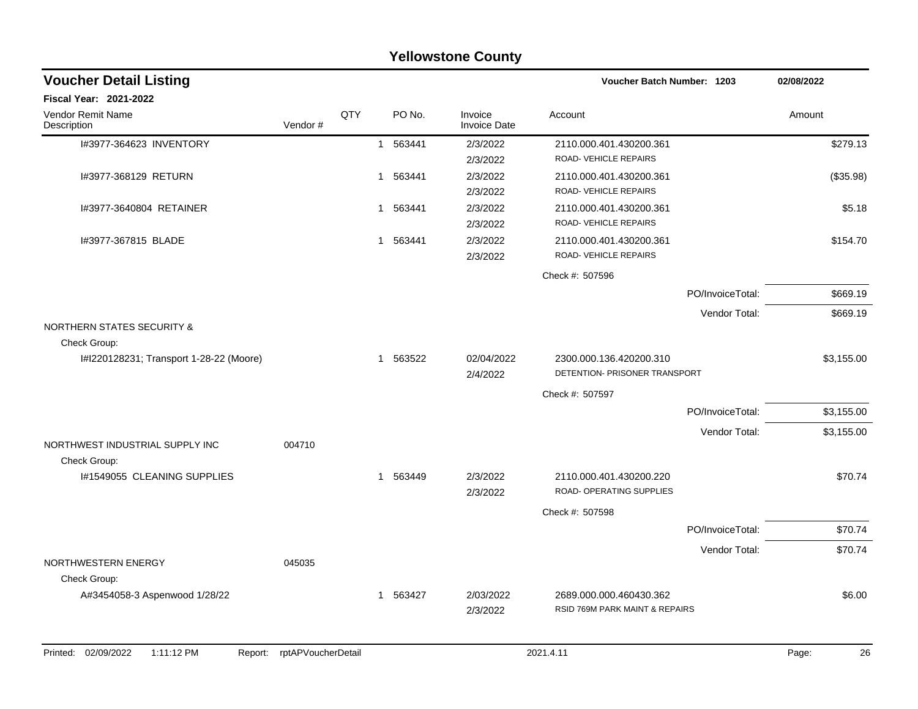# Yellowstone County

## Voucher Detail Listing

**Voucher Batch Number: 1203** — 02/08/2022

**Fiscal Year: 2021-2022**

| Vendor Remit Name / Description | Vendor # | QTY | PO No. | Invoice / Invoice Date | Account | Amount |
|---|---|---|---|---|---|---|
| I#3977-364623 INVENTORY | | 1 | 563441 | 2/3/2022 / 2/3/2022 | 2110.000.401.430200.361 ROAD- VEHICLE REPAIRS | $279.13 |
| I#3977-368129 RETURN | | 1 | 563441 | 2/3/2022 / 2/3/2022 | 2110.000.401.430200.361 ROAD- VEHICLE REPAIRS | ($35.98) |
| I#3977-3640804 RETAINER | | 1 | 563441 | 2/3/2022 / 2/3/2022 | 2110.000.401.430200.361 ROAD- VEHICLE REPAIRS | $5.18 |
| I#3977-367815 BLADE | | 1 | 563441 | 2/3/2022 / 2/3/2022 | 2110.000.401.430200.361 ROAD- VEHICLE REPAIRS | $154.70 |
| | | | | | Check #: 507596 | |
| | | | | | PO/InvoiceTotal: | $669.19 |
| | | | | | Vendor Total: | $669.19 |
| NORTHERN STATES SECURITY & | | | | | | |
| Check Group: | | | | | | |
| I#I220128231; Transport 1-28-22 (Moore) | | 1 | 563522 | 02/04/2022 / 2/4/2022 | 2300.000.136.420200.310 DETENTION- PRISONER TRANSPORT | $3,155.00 |
| | | | | | Check #: 507597 | |
| | | | | | PO/InvoiceTotal: | $3,155.00 |
| | | | | | Vendor Total: | $3,155.00 |
| NORTHWEST INDUSTRIAL SUPPLY INC | 004710 | | | | | |
| Check Group: | | | | | | |
| I#1549055 CLEANING SUPPLIES | | 1 | 563449 | 2/3/2022 / 2/3/2022 | 2110.000.401.430200.220 ROAD- OPERATING SUPPLIES | $70.74 |
| | | | | | Check #: 507598 | |
| | | | | | PO/InvoiceTotal: | $70.74 |
| | | | | | Vendor Total: | $70.74 |
| NORTHWESTERN ENERGY | 045035 | | | | | |
| Check Group: | | | | | | |
| A#3454058-3 Aspenwood 1/28/22 | | 1 | 563427 | 2/03/2022 / 2/3/2022 | 2689.000.000.460430.362 RSID 769M PARK MAINT & REPAIRS | $6.00 |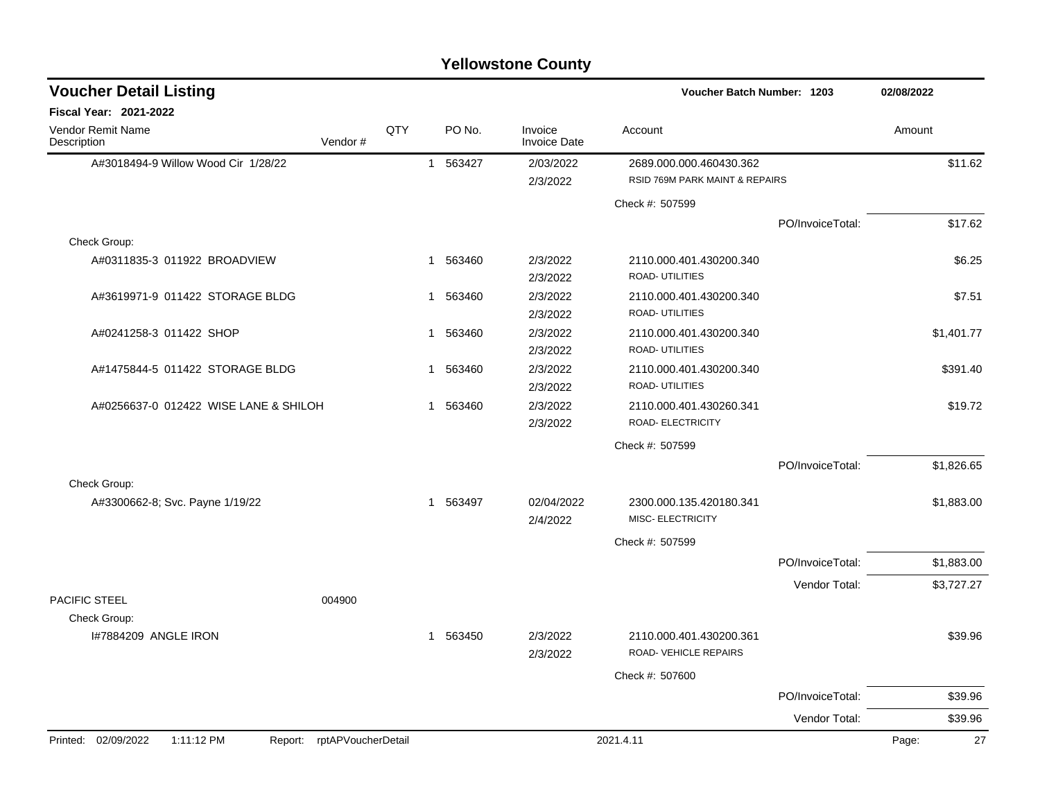# Yellowstone County

## Voucher Detail Listing

**Voucher Batch Number: 1203** — 02/08/2022

**Fiscal Year: 2021-2022**

| Vendor Remit Name / Description | Vendor # | QTY | PO No. | Invoice / Invoice Date | Account | Amount |
|---|---|---|---|---|---|---|
| A#3018494-9 Willow Wood Cir 1/28/22 | | 1 | 563427 | 2/03/2022 / 2/3/2022 | 2689.000.000.460430.362 RSID 769M PARK MAINT & REPAIRS | $11.62 |
| | | | | | Check #: 507599 | |
| | | | | | PO/InvoiceTotal: | $17.62 |
| Check Group: | | | | | | |
| A#0311835-3 011922 BROADVIEW | | 1 | 563460 | 2/3/2022 / 2/3/2022 | 2110.000.401.430200.340 ROAD- UTILITIES | $6.25 |
| A#3619971-9 011422 STORAGE BLDG | | 1 | 563460 | 2/3/2022 / 2/3/2022 | 2110.000.401.430200.340 ROAD- UTILITIES | $7.51 |
| A#0241258-3 011422 SHOP | | 1 | 563460 | 2/3/2022 / 2/3/2022 | 2110.000.401.430200.340 ROAD- UTILITIES | $1,401.77 |
| A#1475844-5 011422 STORAGE BLDG | | 1 | 563460 | 2/3/2022 / 2/3/2022 | 2110.000.401.430200.340 ROAD- UTILITIES | $391.40 |
| A#0256637-0 012422 WISE LANE & SHILOH | | 1 | 563460 | 2/3/2022 / 2/3/2022 | 2110.000.401.430260.341 ROAD- ELECTRICITY | $19.72 |
| | | | | | Check #: 507599 | |
| | | | | | PO/InvoiceTotal: | $1,826.65 |
| Check Group: | | | | | | |
| A#3300662-8; Svc. Payne 1/19/22 | | 1 | 563497 | 02/04/2022 / 2/4/2022 | 2300.000.135.420180.341 MISC- ELECTRICITY | $1,883.00 |
| | | | | | Check #: 507599 | |
| | | | | | PO/InvoiceTotal: | $1,883.00 |
| | | | | | Vendor Total: | $3,727.27 |
| PACIFIC STEEL | 004900 | | | | | |
| Check Group: | | | | | | |
| I#7884209 ANGLE IRON | | 1 | 563450 | 2/3/2022 / 2/3/2022 | 2110.000.401.430200.361 ROAD- VEHICLE REPAIRS | $39.96 |
| | | | | | Check #: 507600 | |
| | | | | | PO/InvoiceTotal: | $39.96 |
| | | | | | Vendor Total: | $39.96 |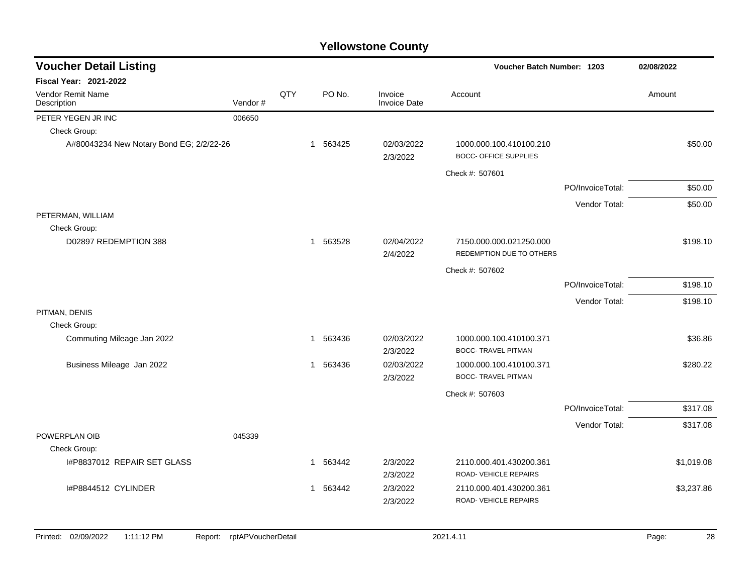# Yellowstone County

## Voucher Detail Listing

**Voucher Batch Number: 1203** — 02/08/2022

**Fiscal Year: 2021-2022**

| Vendor Remit Name / Description | Vendor # | QTY | PO No. | Invoice / Invoice Date | Account | | Amount |
|---|---|---|---|---|---|---|---|
| PETER YEGEN JR INC | 006650 | | | | | | |
| Check Group: | | | | | | | |
| A#80043234 New Notary Bond EG; 2/2/22-26 | | 1 | 563425 | 02/03/2022<br>2/3/2022 | 1000.000.100.410100.210<br>BOCC- OFFICE SUPPLIES | | $50.00 |
| | | | | | Check #: 507601 | | |
| | | | | | | PO/InvoiceTotal: | $50.00 |
| | | | | | | Vendor Total: | $50.00 |
| PETERMAN, WILLIAM | | | | | | | |
| Check Group: | | | | | | | |
| D02897 REDEMPTION 388 | | 1 | 563528 | 02/04/2022<br>2/4/2022 | 7150.000.000.021250.000<br>REDEMPTION DUE TO OTHERS | | $198.10 |
| | | | | | Check #: 507602 | | |
| | | | | | | PO/InvoiceTotal: | $198.10 |
| | | | | | | Vendor Total: | $198.10 |
| PITMAN, DENIS | | | | | | | |
| Check Group: | | | | | | | |
| Commuting Mileage Jan 2022 | | 1 | 563436 | 02/03/2022<br>2/3/2022 | 1000.000.100.410100.371<br>BOCC- TRAVEL PITMAN | | $36.86 |
| Business Mileage Jan 2022 | | 1 | 563436 | 02/03/2022<br>2/3/2022 | 1000.000.100.410100.371<br>BOCC- TRAVEL PITMAN | | $280.22 |
| | | | | | Check #: 507603 | | |
| | | | | | | PO/InvoiceTotal: | $317.08 |
| | | | | | | Vendor Total: | $317.08 |
| POWERPLAN OIB | 045339 | | | | | | |
| Check Group: | | | | | | | |
| I#P8837012 REPAIR SET GLASS | | 1 | 563442 | 2/3/2022<br>2/3/2022 | 2110.000.401.430200.361<br>ROAD- VEHICLE REPAIRS | | $1,019.08 |
| I#P8844512 CYLINDER | | 1 | 563442 | 2/3/2022<br>2/3/2022 | 2110.000.401.430200.361<br>ROAD- VEHICLE REPAIRS | | $3,237.86 |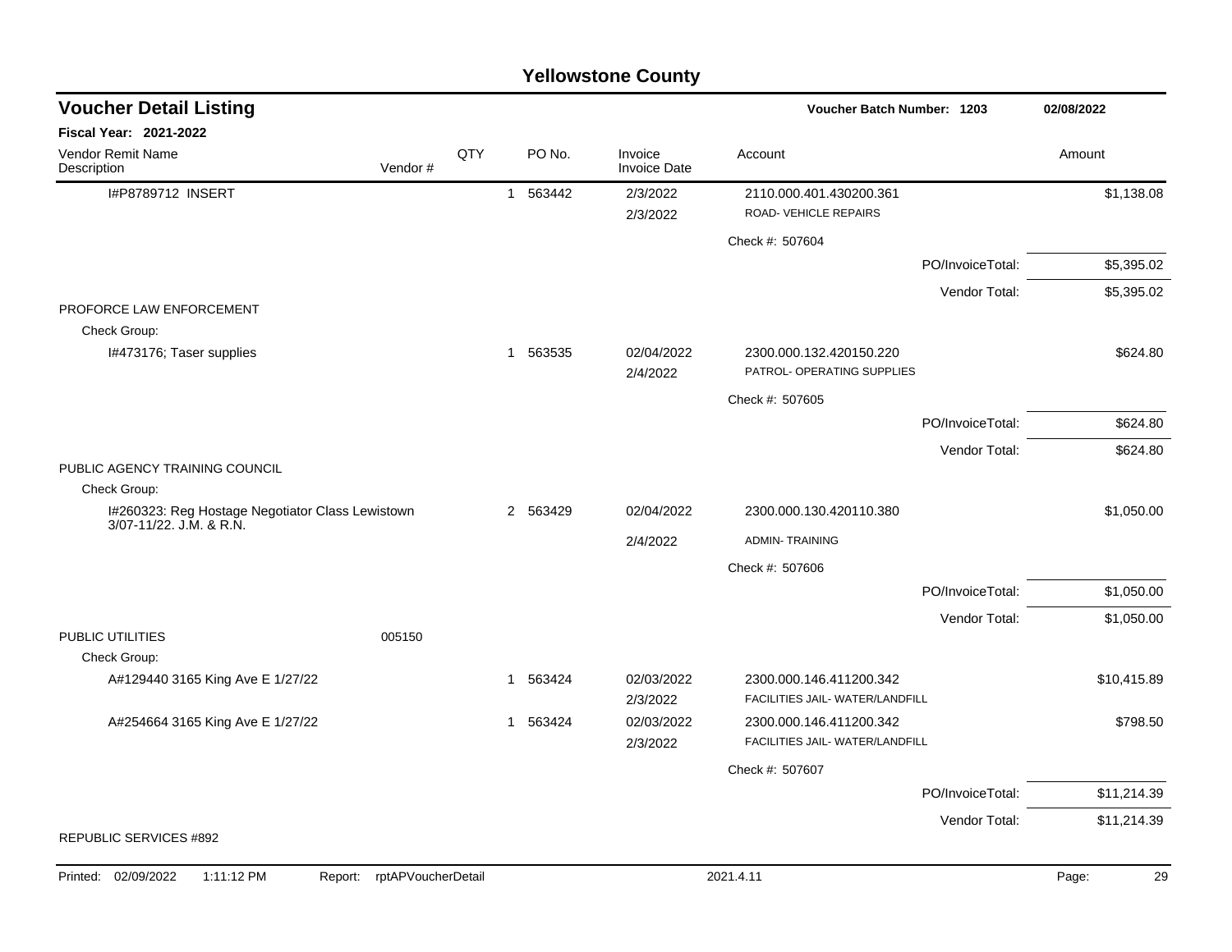# Yellowstone County

## Voucher Detail Listing

**Voucher Batch Number: 1203** 02/08/2022

**Fiscal Year: 2021-2022**

| Vendor Remit Name / Description | Vendor # | QTY | PO No. | Invoice / Invoice Date | Account | Amount |
|---|---|---|---|---|---|---|
| I#P8789712 INSERT | | 1 | 563442 | 2/3/2022 / 2/3/2022 | 2110.000.401.430200.361 ROAD- VEHICLE REPAIRS | $1,138.08 |
| | | | | | Check #: 507604 | |
| | | | | | PO/InvoiceTotal: | $5,395.02 |
| | | | | | Vendor Total: | $5,395.02 |
| PROFORCE LAW ENFORCEMENT | | | | | | |
| Check Group: | | | | | | |
| I#473176; Taser supplies | | 1 | 563535 | 02/04/2022 / 2/4/2022 | 2300.000.132.420150.220 PATROL- OPERATING SUPPLIES | $624.80 |
| | | | | | Check #: 507605 | |
| | | | | | PO/InvoiceTotal: | $624.80 |
| | | | | | Vendor Total: | $624.80 |
| PUBLIC AGENCY TRAINING COUNCIL | | | | | | |
| Check Group: | | | | | | |
| I#260323: Reg Hostage Negotiator Class Lewistown 3/07-11/22. J.M. & R.N. | | 2 | 563429 | 02/04/2022 / 2/4/2022 | 2300.000.130.420110.380 ADMIN- TRAINING | $1,050.00 |
| | | | | | Check #: 507606 | |
| | | | | | PO/InvoiceTotal: | $1,050.00 |
| | | | | | Vendor Total: | $1,050.00 |
| PUBLIC UTILITIES | 005150 | | | | | |
| Check Group: | | | | | | |
| A#129440 3165 King Ave E 1/27/22 | | 1 | 563424 | 02/03/2022 / 2/3/2022 | 2300.000.146.411200.342 FACILITIES JAIL- WATER/LANDFILL | $10,415.89 |
| A#254664 3165 King Ave E 1/27/22 | | 1 | 563424 | 02/03/2022 / 2/3/2022 | 2300.000.146.411200.342 FACILITIES JAIL- WATER/LANDFILL | $798.50 |
| | | | | | Check #: 507607 | |
| | | | | | PO/InvoiceTotal: | $11,214.39 |
| | | | | | Vendor Total: | $11,214.39 |
| REPUBLIC SERVICES #892 | | | | | | |

Printed: 02/09/2022 1:11:12 PM Report: rptAPVoucherDetail 2021.4.11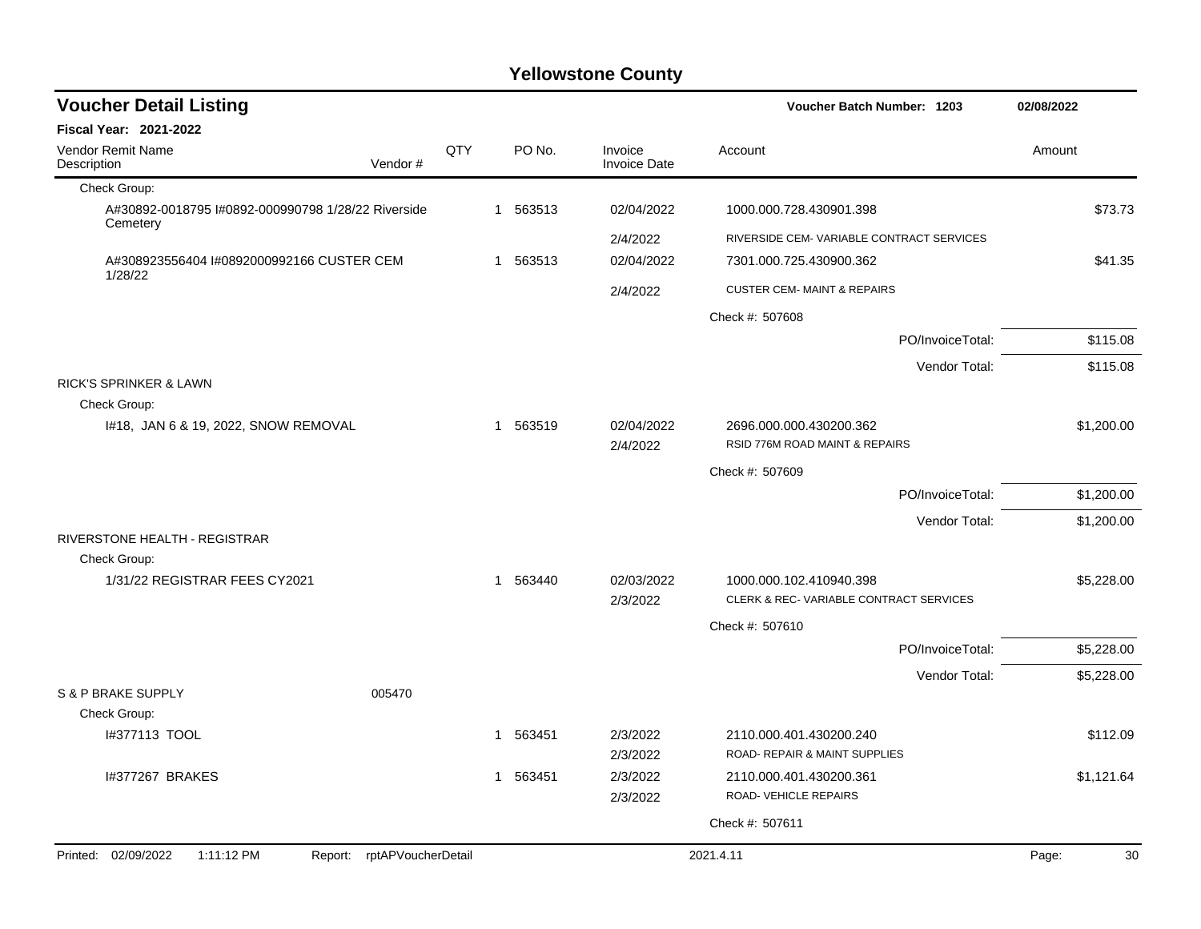# Yellowstone County

## Voucher Detail Listing

**Voucher Batch Number: 1203** 02/08/2022

**Fiscal Year: 2021-2022**

| Vendor Remit Name / Description | Vendor # | QTY | PO No. | Invoice / Invoice Date | Account | Amount |
|---|---|---|---|---|---|---|
| Check Group: | | | | | | |
| A#30892-0018795 I#0892-000990798 1/28/22 Riverside Cemetery | | 1 | 563513 | 02/04/2022 | 1000.000.728.430901.398 | $73.73 |
| | | | | 2/4/2022 | RIVERSIDE CEM- VARIABLE CONTRACT SERVICES | |
| A#308923556404 I#0892000992166 CUSTER CEM 1/28/22 | | 1 | 563513 | 02/04/2022 | 7301.000.725.430900.362 | $41.35 |
| | | | | 2/4/2022 | CUSTER CEM- MAINT & REPAIRS | |
| | | | | | Check #: 507608 | |
| | | | | | PO/InvoiceTotal: | $115.08 |
| | | | | | Vendor Total: | $115.08 |
| RICK'S SPRINKER & LAWN | | | | | | |
| Check Group: | | | | | | |
| I#18, JAN 6 & 19, 2022, SNOW REMOVAL | | 1 | 563519 | 02/04/2022 | 2696.000.000.430200.362 | $1,200.00 |
| | | | | 2/4/2022 | RSID 776M ROAD MAINT & REPAIRS | |
| | | | | | Check #: 507609 | |
| | | | | | PO/InvoiceTotal: | $1,200.00 |
| | | | | | Vendor Total: | $1,200.00 |
| RIVERSTONE HEALTH - REGISTRAR | | | | | | |
| Check Group: | | | | | | |
| 1/31/22 REGISTRAR FEES CY2021 | | 1 | 563440 | 02/03/2022 | 1000.000.102.410940.398 | $5,228.00 |
| | | | | 2/3/2022 | CLERK & REC- VARIABLE CONTRACT SERVICES | |
| | | | | | Check #: 507610 | |
| | | | | | PO/InvoiceTotal: | $5,228.00 |
| | | | | | Vendor Total: | $5,228.00 |
| S & P BRAKE SUPPLY | 005470 | | | | | |
| Check Group: | | | | | | |
| I#377113 TOOL | | 1 | 563451 | 2/3/2022 | 2110.000.401.430200.240 | $112.09 |
| | | | | 2/3/2022 | ROAD- REPAIR & MAINT SUPPLIES | |
| I#377267 BRAKES | | 1 | 563451 | 2/3/2022 | 2110.000.401.430200.361 | $1,121.64 |
| | | | | 2/3/2022 | ROAD- VEHICLE REPAIRS | |
| | | | | | Check #: 507611 | |

Printed: 02/09/2022 1:11:12 PM Report: rptAPVoucherDetail 2021.4.11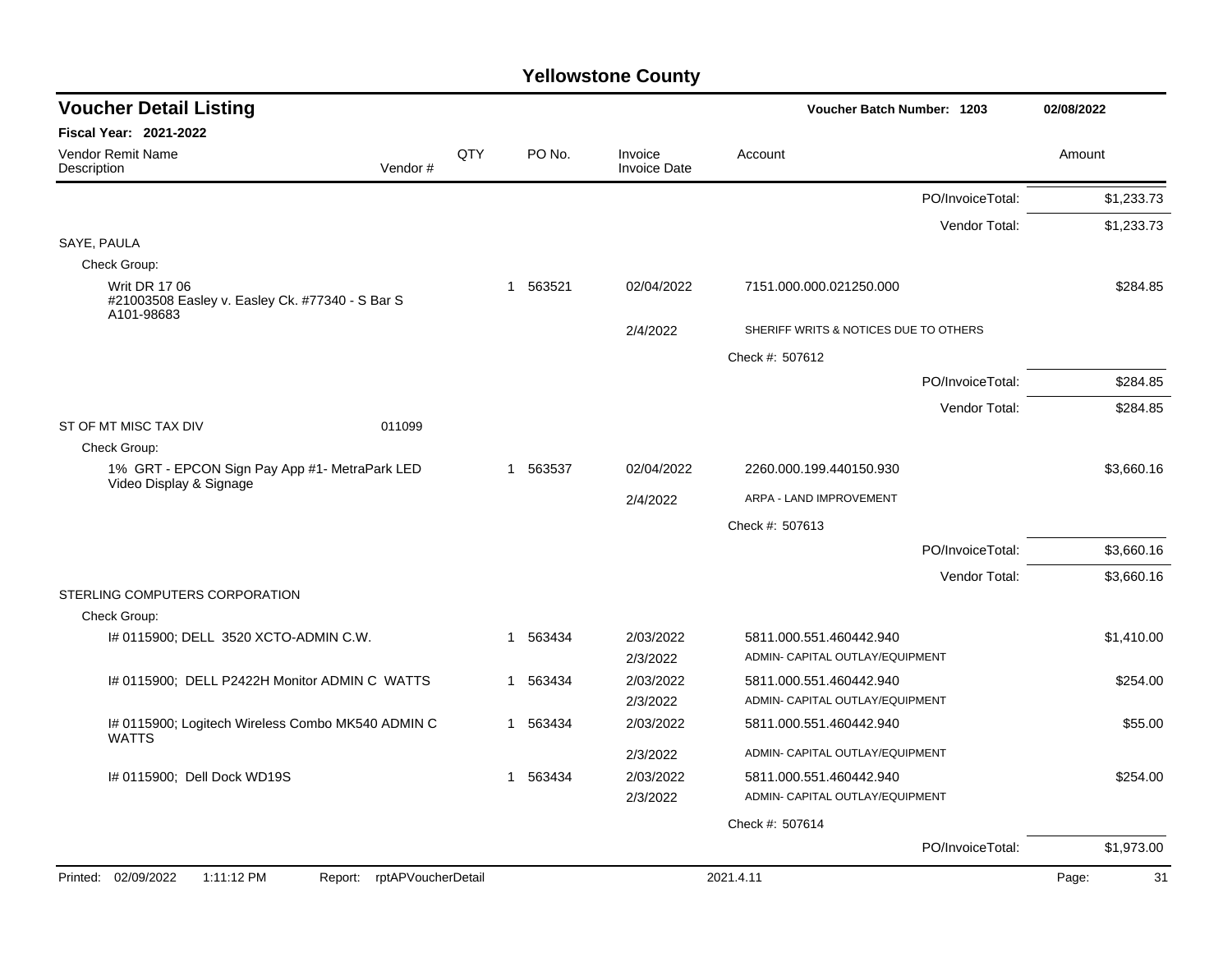# Yellowstone County

## Voucher Detail Listing

**Voucher Batch Number: 1203** — 02/08/2022

**Fiscal Year: 2021-2022**

| Vendor Remit Name / Description | Vendor # | QTY | PO No. | Invoice / Invoice Date | Account | Amount |
|---|---|---|---|---|---|---|
| | | | | | PO/InvoiceTotal: | $1,233.73 |
| | | | | | Vendor Total: | $1,233.73 |
| SAYE, PAULA | | | | | | |
| Check Group: | | | | | | |
| Writ DR 17 06 #21003508 Easley v. Easley Ck. #77340 - S Bar S A101-98683 | | 1 | 563521 | 02/04/2022 | 7151.000.000.021250.000 | $284.85 |
| | | | | 2/4/2022 | SHERIFF WRITS & NOTICES DUE TO OTHERS | |
| | | | | | Check #: 507612 | |
| | | | | | PO/InvoiceTotal: | $284.85 |
| | | | | | Vendor Total: | $284.85 |
| ST OF MT MISC TAX DIV | 011099 | | | | | |
| Check Group: | | | | | | |
| 1% GRT - EPCON Sign Pay App #1- MetraPark LED Video Display & Signage | | 1 | 563537 | 02/04/2022 | 2260.000.199.440150.930 | $3,660.16 |
| | | | | 2/4/2022 | ARPA - LAND IMPROVEMENT | |
| | | | | | Check #: 507613 | |
| | | | | | PO/InvoiceTotal: | $3,660.16 |
| | | | | | Vendor Total: | $3,660.16 |
| STERLING COMPUTERS CORPORATION | | | | | | |
| Check Group: | | | | | | |
| I# 0115900; DELL 3520 XCTO-ADMIN C.W. | | 1 | 563434 | 2/03/2022 | 5811.000.551.460442.940 | $1,410.00 |
| | | | | 2/3/2022 | ADMIN- CAPITAL OUTLAY/EQUIPMENT | |
| I# 0115900; DELL P2422H Monitor ADMIN C WATTS | | 1 | 563434 | 2/03/2022 | 5811.000.551.460442.940 | $254.00 |
| | | | | 2/3/2022 | ADMIN- CAPITAL OUTLAY/EQUIPMENT | |
| I# 0115900; Logitech Wireless Combo MK540 ADMIN C WATTS | | 1 | 563434 | 2/03/2022 | 5811.000.551.460442.940 | $55.00 |
| | | | | 2/3/2022 | ADMIN- CAPITAL OUTLAY/EQUIPMENT | |
| I# 0115900; Dell Dock WD19S | | 1 | 563434 | 2/03/2022 | 5811.000.551.460442.940 | $254.00 |
| | | | | 2/3/2022 | ADMIN- CAPITAL OUTLAY/EQUIPMENT | |
| | | | | | Check #: 507614 | |
| | | | | | PO/InvoiceTotal: | $1,973.00 |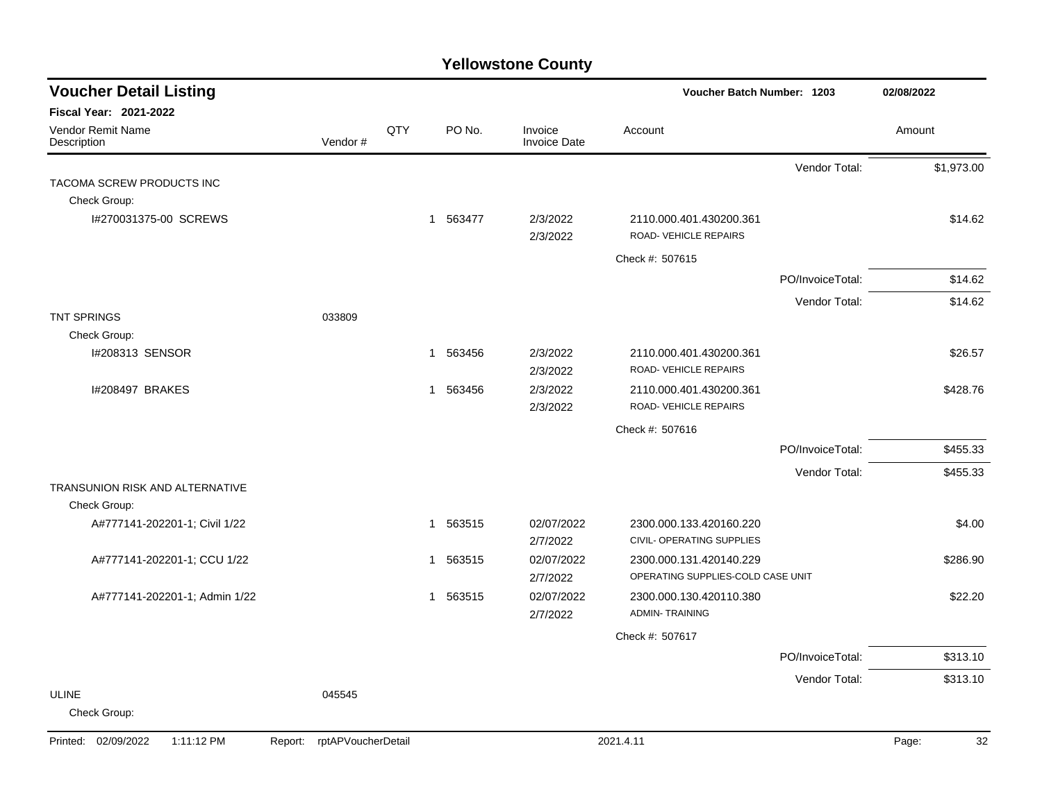# Yellowstone County

## Voucher Detail Listing

Voucher Batch Number: 1203 — 02/08/2022

**Fiscal Year: 2021-2022**

| Vendor Remit Name / Description | Vendor # | QTY | PO No. | Invoice / Invoice Date | Account | | Amount |
|---|---|---|---|---|---|---|---|
| | | | | | | Vendor Total: | $1,973.00 |
| TACOMA SCREW PRODUCTS INC | | | | | | | |
| Check Group: | | | | | | | |
| I#270031375-00 SCREWS | | 1 | 563477 | 2/3/2022<br>2/3/2022 | 2110.000.401.430200.361<br>ROAD- VEHICLE REPAIRS | | $14.62 |
| | | | | | Check #: 507615 | | |
| | | | | | | PO/InvoiceTotal: | $14.62 |
| | | | | | | Vendor Total: | $14.62 |
| TNT SPRINGS | 033809 | | | | | | |
| Check Group: | | | | | | | |
| I#208313 SENSOR | | 1 | 563456 | 2/3/2022<br>2/3/2022 | 2110.000.401.430200.361<br>ROAD- VEHICLE REPAIRS | | $26.57 |
| I#208497 BRAKES | | 1 | 563456 | 2/3/2022<br>2/3/2022 | 2110.000.401.430200.361<br>ROAD- VEHICLE REPAIRS | | $428.76 |
| | | | | | Check #: 507616 | | |
| | | | | | | PO/InvoiceTotal: | $455.33 |
| | | | | | | Vendor Total: | $455.33 |
| TRANSUNION RISK AND ALTERNATIVE | | | | | | | |
| Check Group: | | | | | | | |
| A#777141-202201-1; Civil 1/22 | | 1 | 563515 | 02/07/2022<br>2/7/2022 | 2300.000.133.420160.220<br>CIVIL- OPERATING SUPPLIES | | $4.00 |
| A#777141-202201-1; CCU 1/22 | | 1 | 563515 | 02/07/2022<br>2/7/2022 | 2300.000.131.420140.229<br>OPERATING SUPPLIES-COLD CASE UNIT | | $286.90 |
| A#777141-202201-1; Admin 1/22 | | 1 | 563515 | 02/07/2022<br>2/7/2022 | 2300.000.130.420110.380<br>ADMIN- TRAINING | | $22.20 |
| | | | | | Check #: 507617 | | |
| | | | | | | PO/InvoiceTotal: | $313.10 |
| | | | | | | Vendor Total: | $313.10 |
| ULINE | 045545 | | | | | | |
| Check Group: | | | | | | | |

Printed: 02/09/2022 1:11:12 PM Report: rptAPVoucherDetail 2021.4.11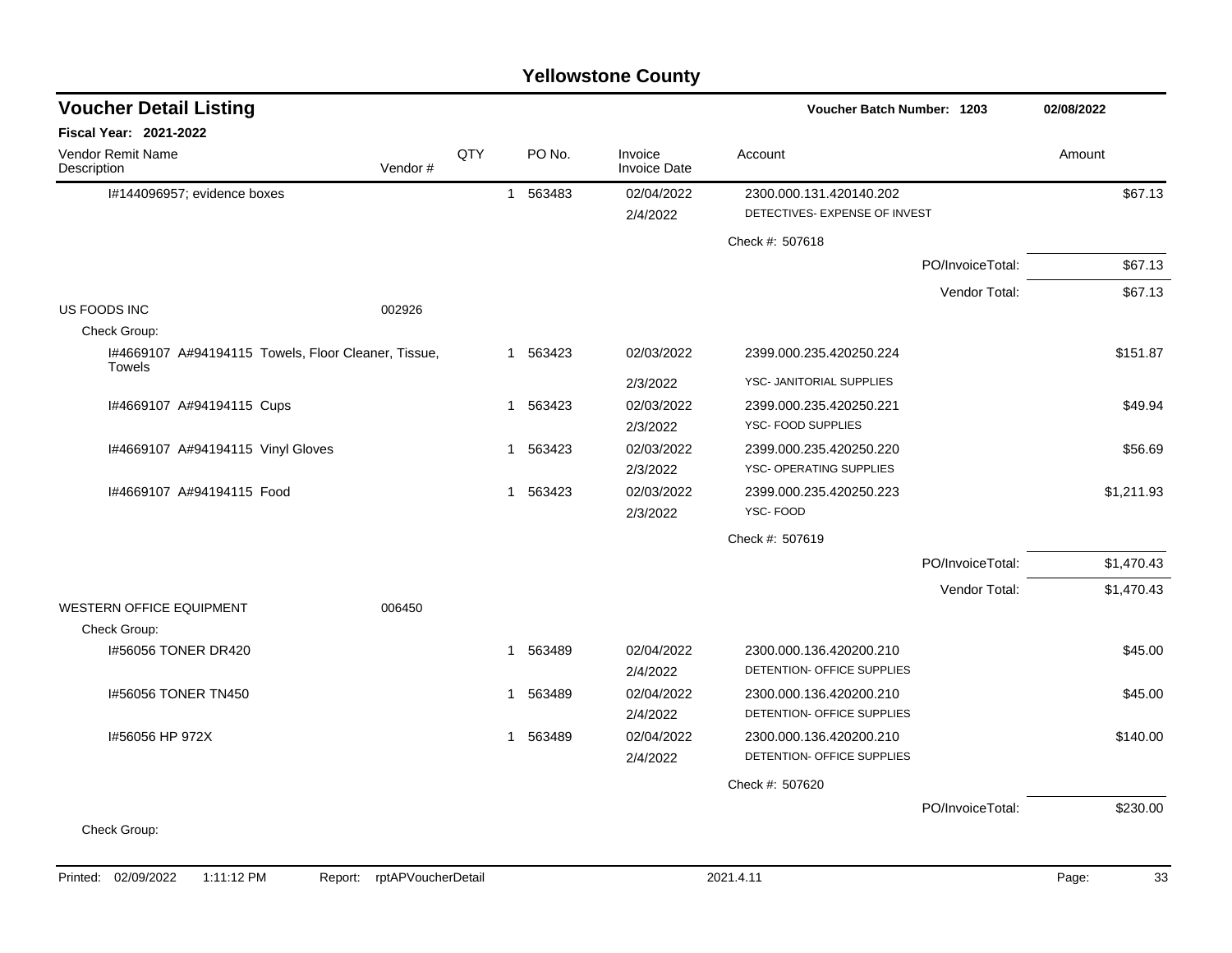# Yellowstone County

## Voucher Detail Listing

**Voucher Batch Number: 1203** 02/08/2022

**Fiscal Year: 2021-2022**

| Vendor Remit Name / Description | Vendor # | QTY | PO No. | Invoice / Invoice Date | Account | Amount |
|---|---|---|---|---|---|---|
| I#144096957; evidence boxes | | 1 | 563483 | 02/04/2022 2/4/2022 | 2300.000.131.420140.202 DETECTIVES- EXPENSE OF INVEST | $67.13 |
| | | | | | Check #: 507618 | |
| | | | | | PO/InvoiceTotal: | $67.13 |
| | | | | | Vendor Total: | $67.13 |
| US FOODS INC | 002926 | | | | | |
| Check Group: | | | | | | |
| I#4669107 A#94194115 Towels, Floor Cleaner, Tissue, Towels | | 1 | 563423 | 02/03/2022 2/3/2022 | 2399.000.235.420250.224 YSC- JANITORIAL SUPPLIES | $151.87 |
| I#4669107 A#94194115 Cups | | 1 | 563423 | 02/03/2022 2/3/2022 | 2399.000.235.420250.221 YSC- FOOD SUPPLIES | $49.94 |
| I#4669107 A#94194115 Vinyl Gloves | | 1 | 563423 | 02/03/2022 2/3/2022 | 2399.000.235.420250.220 YSC- OPERATING SUPPLIES | $56.69 |
| I#4669107 A#94194115 Food | | 1 | 563423 | 02/03/2022 2/3/2022 | 2399.000.235.420250.223 YSC- FOOD | $1,211.93 |
| | | | | | Check #: 507619 | |
| | | | | | PO/InvoiceTotal: | $1,470.43 |
| | | | | | Vendor Total: | $1,470.43 |
| WESTERN OFFICE EQUIPMENT | 006450 | | | | | |
| Check Group: | | | | | | |
| I#56056 TONER DR420 | | 1 | 563489 | 02/04/2022 2/4/2022 | 2300.000.136.420200.210 DETENTION- OFFICE SUPPLIES | $45.00 |
| I#56056 TONER TN450 | | 1 | 563489 | 02/04/2022 2/4/2022 | 2300.000.136.420200.210 DETENTION- OFFICE SUPPLIES | $45.00 |
| I#56056 HP 972X | | 1 | 563489 | 02/04/2022 2/4/2022 | 2300.000.136.420200.210 DETENTION- OFFICE SUPPLIES | $140.00 |
| | | | | | Check #: 507620 | |
| | | | | | PO/InvoiceTotal: | $230.00 |
| Check Group: | | | | | | |

Printed: 02/09/2022 1:11:12 PM Report: rptAPVoucherDetail 2021.4.11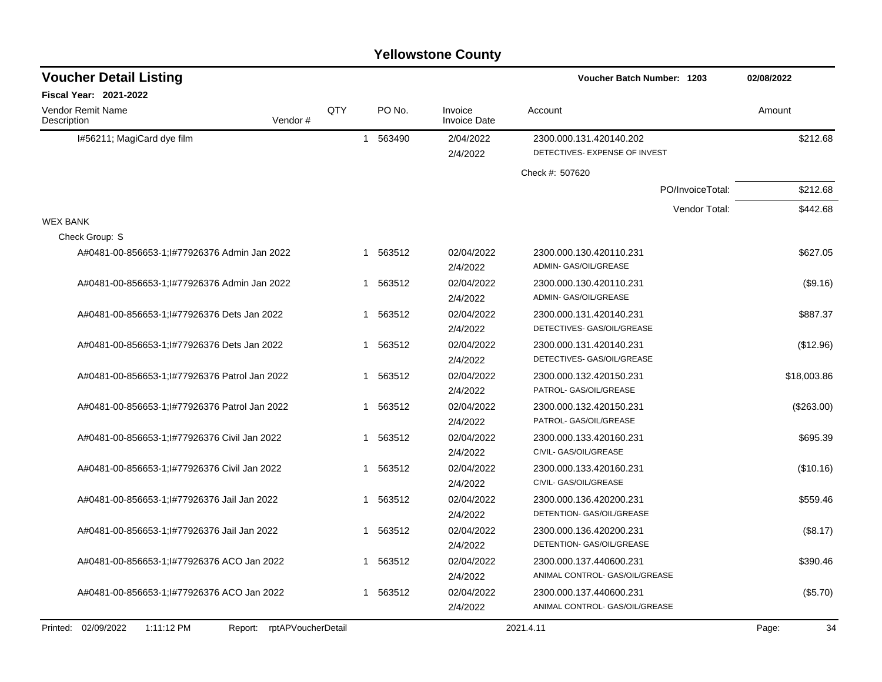# Yellowstone County

## Voucher Detail Listing

**Voucher Batch Number: 1203** — 02/08/2022

**Fiscal Year: 2021-2022**

| Vendor Remit Name / Description | Vendor # | QTY | PO No. | Invoice / Invoice Date | Account | Amount |
|---|---|---|---|---|---|---|
| I#56211; MagiCard dye film | | 1 | 563490 | 2/04/2022<br>2/4/2022 | 2300.000.131.420140.202<br>DETECTIVES- EXPENSE OF INVEST | $212.68 |
| | | | | | Check #: 507620 | |
| | | | | | PO/InvoiceTotal: | $212.68 |
| | | | | | Vendor Total: | $442.68 |
| **WEX BANK** | | | | | | |
| Check Group: S | | | | | | |
| A#0481-00-856653-1;I#77926376 Admin Jan 2022 | | 1 | 563512 | 02/04/2022<br>2/4/2022 | 2300.000.130.420110.231<br>ADMIN- GAS/OIL/GREASE | $627.05 |
| A#0481-00-856653-1;I#77926376 Admin Jan 2022 | | 1 | 563512 | 02/04/2022<br>2/4/2022 | 2300.000.130.420110.231<br>ADMIN- GAS/OIL/GREASE | ($9.16) |
| A#0481-00-856653-1;I#77926376 Dets Jan 2022 | | 1 | 563512 | 02/04/2022<br>2/4/2022 | 2300.000.131.420140.231<br>DETECTIVES- GAS/OIL/GREASE | $887.37 |
| A#0481-00-856653-1;I#77926376 Dets Jan 2022 | | 1 | 563512 | 02/04/2022<br>2/4/2022 | 2300.000.131.420140.231<br>DETECTIVES- GAS/OIL/GREASE | ($12.96) |
| A#0481-00-856653-1;I#77926376 Patrol Jan 2022 | | 1 | 563512 | 02/04/2022<br>2/4/2022 | 2300.000.132.420150.231<br>PATROL- GAS/OIL/GREASE | $18,003.86 |
| A#0481-00-856653-1;I#77926376 Patrol Jan 2022 | | 1 | 563512 | 02/04/2022<br>2/4/2022 | 2300.000.132.420150.231<br>PATROL- GAS/OIL/GREASE | ($263.00) |
| A#0481-00-856653-1;I#77926376 Civil Jan 2022 | | 1 | 563512 | 02/04/2022<br>2/4/2022 | 2300.000.133.420160.231<br>CIVIL- GAS/OIL/GREASE | $695.39 |
| A#0481-00-856653-1;I#77926376 Civil Jan 2022 | | 1 | 563512 | 02/04/2022<br>2/4/2022 | 2300.000.133.420160.231<br>CIVIL- GAS/OIL/GREASE | ($10.16) |
| A#0481-00-856653-1;I#77926376 Jail Jan 2022 | | 1 | 563512 | 02/04/2022<br>2/4/2022 | 2300.000.136.420200.231<br>DETENTION- GAS/OIL/GREASE | $559.46 |
| A#0481-00-856653-1;I#77926376 Jail Jan 2022 | | 1 | 563512 | 02/04/2022<br>2/4/2022 | 2300.000.136.420200.231<br>DETENTION- GAS/OIL/GREASE | ($8.17) |
| A#0481-00-856653-1;I#77926376 ACO Jan 2022 | | 1 | 563512 | 02/04/2022<br>2/4/2022 | 2300.000.137.440600.231<br>ANIMAL CONTROL- GAS/OIL/GREASE | $390.46 |
| A#0481-00-856653-1;I#77926376 ACO Jan 2022 | | 1 | 563512 | 02/04/2022<br>2/4/2022 | 2300.000.137.440600.231<br>ANIMAL CONTROL- GAS/OIL/GREASE | ($5.70) |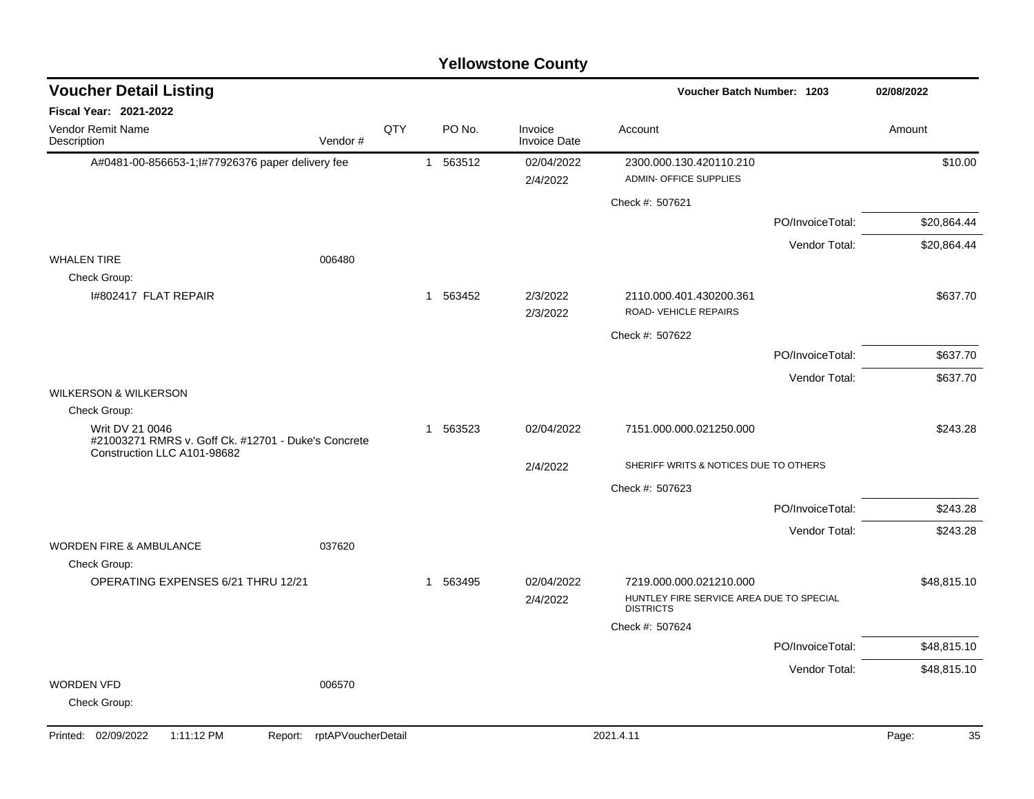# Yellowstone County

## Voucher Detail Listing

**Voucher Batch Number: 1203** — 02/08/2022

**Fiscal Year: 2021-2022**

| Vendor Remit Name / Description | Vendor # | QTY | PO No. | Invoice / Invoice Date | Account | Amount |
|---|---|---|---|---|---|---|
| A#0481-00-856653-1;I#77926376 paper delivery fee | | 1 | 563512 | 02/04/2022 / 2/4/2022 | 2300.000.130.420110.210 ADMIN- OFFICE SUPPLIES | $10.00 |
| | | | | | Check #: 507621 | |
| | | | | | PO/InvoiceTotal: | $20,864.44 |
| | | | | | Vendor Total: | $20,864.44 |
| WHALEN TIRE | 006480 | | | | | |
| Check Group: | | | | | | |
| I#802417 FLAT REPAIR | | 1 | 563452 | 2/3/2022 / 2/3/2022 | 2110.000.401.430200.361 ROAD- VEHICLE REPAIRS | $637.70 |
| | | | | | Check #: 507622 | |
| | | | | | PO/InvoiceTotal: | $637.70 |
| | | | | | Vendor Total: | $637.70 |
| WILKERSON & WILKERSON | | | | | | |
| Check Group: | | | | | | |
| Writ DV 21 0046 #21003271 RMRS v. Goff Ck. #12701 - Duke's Concrete Construction LLC A101-98682 | | 1 | 563523 | 02/04/2022 / 2/4/2022 | 7151.000.000.021250.000 SHERIFF WRITS & NOTICES DUE TO OTHERS | $243.28 |
| | | | | | Check #: 507623 | |
| | | | | | PO/InvoiceTotal: | $243.28 |
| | | | | | Vendor Total: | $243.28 |
| WORDEN FIRE & AMBULANCE | 037620 | | | | | |
| Check Group: | | | | | | |
| OPERATING EXPENSES 6/21 THRU 12/21 | | 1 | 563495 | 02/04/2022 / 2/4/2022 | 7219.000.000.021210.000 HUNTLEY FIRE SERVICE AREA DUE TO SPECIAL DISTRICTS | $48,815.10 |
| | | | | | Check #: 507624 | |
| | | | | | PO/InvoiceTotal: | $48,815.10 |
| | | | | | Vendor Total: | $48,815.10 |
| WORDEN VFD | 006570 | | | | | |
| Check Group: | | | | | | |

Printed: 02/09/2022 1:11:12 PM Report: rptAPVoucherDetail 2021.4.11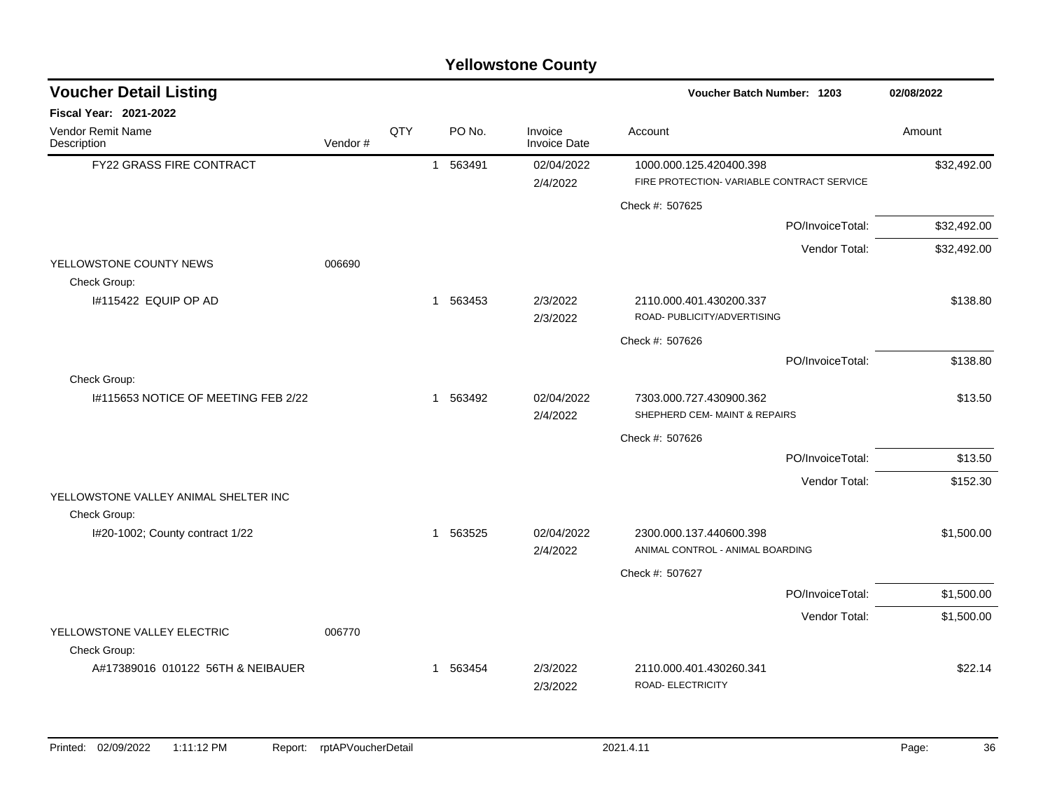# Yellowstone County

## Voucher Detail Listing

**Voucher Batch Number: 1203** | 02/08/2022

**Fiscal Year: 2021-2022**

| Vendor Remit Name / Description | Vendor # | QTY | PO No. | Invoice / Invoice Date | Account | Amount |
|---|---|---|---|---|---|---|
| FY22 GRASS FIRE CONTRACT | | 1 | 563491 | 02/04/2022 / 2/4/2022 | 1000.000.125.420400.398 FIRE PROTECTION- VARIABLE CONTRACT SERVICE | $32,492.00 |
| | | | | | Check #: 507625 | |
| | | | | | PO/InvoiceTotal: | $32,492.00 |
| | | | | | Vendor Total: | $32,492.00 |
| YELLOWSTONE COUNTY NEWS | 006690 | | | | | |
| Check Group: | | | | | | |
| I#115422 EQUIP OP AD | | 1 | 563453 | 2/3/2022 / 2/3/2022 | 2110.000.401.430200.337 ROAD- PUBLICITY/ADVERTISING | $138.80 |
| | | | | | Check #: 507626 | |
| | | | | | PO/InvoiceTotal: | $138.80 |
| Check Group: | | | | | | |
| I#115653 NOTICE OF MEETING FEB 2/22 | | 1 | 563492 | 02/04/2022 / 2/4/2022 | 7303.000.727.430900.362 SHEPHERD CEM- MAINT & REPAIRS | $13.50 |
| | | | | | Check #: 507626 | |
| | | | | | PO/InvoiceTotal: | $13.50 |
| | | | | | Vendor Total: | $152.30 |
| YELLOWSTONE VALLEY ANIMAL SHELTER INC | | | | | | |
| Check Group: | | | | | | |
| I#20-1002; County contract 1/22 | | 1 | 563525 | 02/04/2022 / 2/4/2022 | 2300.000.137.440600.398 ANIMAL CONTROL - ANIMAL BOARDING | $1,500.00 |
| | | | | | Check #: 507627 | |
| | | | | | PO/InvoiceTotal: | $1,500.00 |
| | | | | | Vendor Total: | $1,500.00 |
| YELLOWSTONE VALLEY ELECTRIC | 006770 | | | | | |
| Check Group: | | | | | | |
| A#17389016 010122 56TH & NEIBAUER | | 1 | 563454 | 2/3/2022 / 2/3/2022 | 2110.000.401.430260.341 ROAD- ELECTRICITY | $22.14 |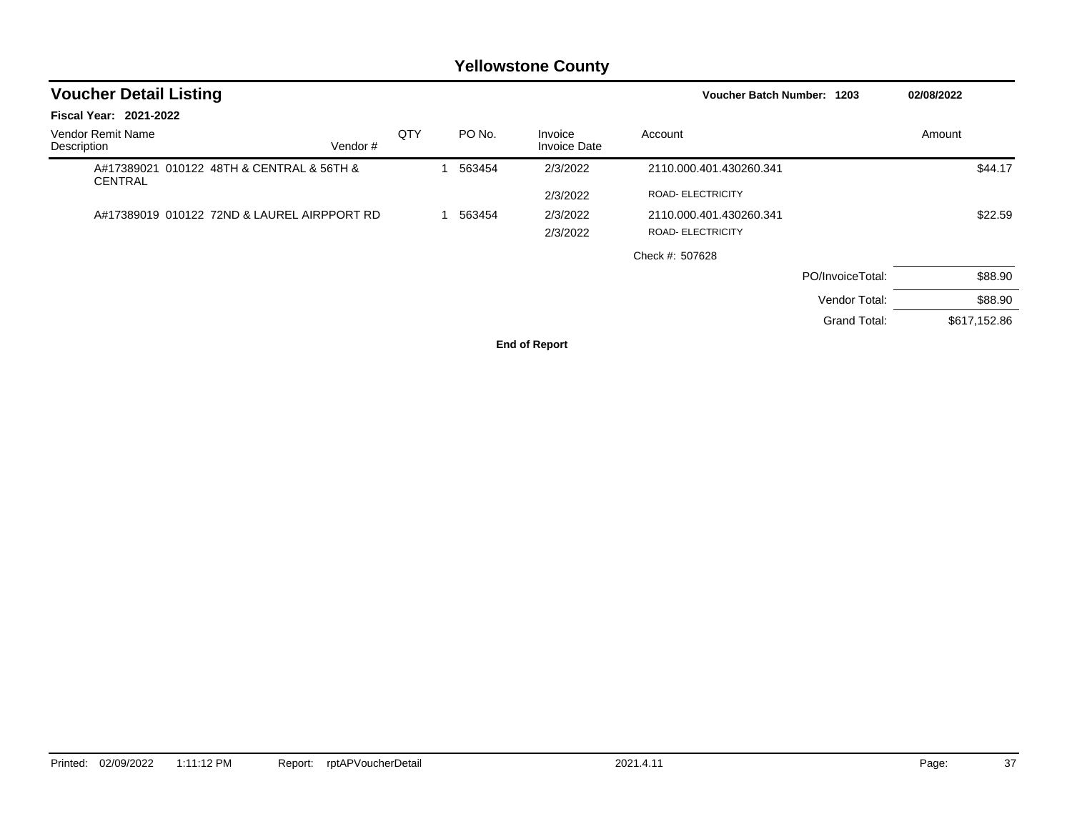# Yellowstone County

## Voucher Detail Listing

**Voucher Batch Number: 1203** **02/08/2022**

**Fiscal Year: 2021-2022**

| Vendor Remit Name / Description | Vendor # | QTY | PO No. | Invoice / Invoice Date | Account | Amount |
|---|---|---|---|---|---|---|
| A#17389021 010122 48TH & CENTRAL & 56TH & CENTRAL | | 1 | 563454 | 2/3/2022 | 2110.000.401.430260.341 | $44.17 |
| | | | | 2/3/2022 | ROAD- ELECTRICITY | |
| A#17389019 010122 72ND & LAUREL AIRPPORT RD | | 1 | 563454 | 2/3/2022 | 2110.000.401.430260.341 | $22.59 |
| | | | | 2/3/2022 | ROAD- ELECTRICITY | |
| | | | | | Check #: 507628 | |
| | | | | | PO/InvoiceTotal: | $88.90 |
| | | | | | Vendor Total: | $88.90 |
| | | | | | Grand Total: | $617,152.86 |

**End of Report**

Printed: 02/09/2022 1:11:12 PM Report: rptAPVoucherDetail 2021.4.11